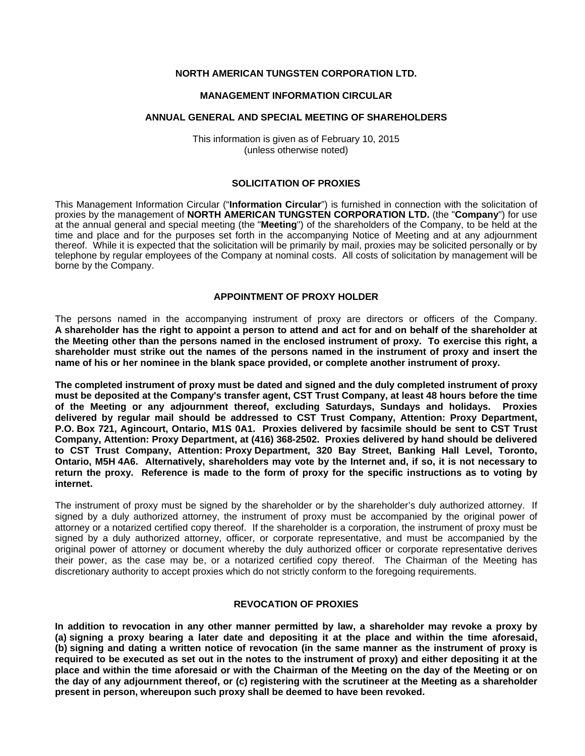# NORTH AMERICAN TUNGSTEN CORPORATION LTD.

## MANAGEMENT INFORMATION CIRCULAR

## ANNUAL GENERAL AND SPECIAL MEETING OF SHAREHOLDERS

This information is given as of February 10, 2015
(unless otherwise noted)

### SOLICITATION OF PROXIES

This Management Information Circular ("**Information Circular**") is furnished in connection with the solicitation of proxies by the management of **NORTH AMERICAN TUNGSTEN CORPORATION LTD.** (the "**Company**") for use at the annual general and special meeting (the "**Meeting**") of the shareholders of the Company, to be held at the time and place and for the purposes set forth in the accompanying Notice of Meeting and at any adjournment thereof. While it is expected that the solicitation will be primarily by mail, proxies may be solicited personally or by telephone by regular employees of the Company at nominal costs. All costs of solicitation by management will be borne by the Company.

### APPOINTMENT OF PROXY HOLDER

The persons named in the accompanying instrument of proxy are directors or officers of the Company. **A shareholder has the right to appoint a person to attend and act for and on behalf of the shareholder at the Meeting other than the persons named in the enclosed instrument of proxy. To exercise this right, a shareholder must strike out the names of the persons named in the instrument of proxy and insert the name of his or her nominee in the blank space provided, or complete another instrument of proxy.**

**The completed instrument of proxy must be dated and signed and the duly completed instrument of proxy must be deposited at the Company's transfer agent, CST Trust Company, at least 48 hours before the time of the Meeting or any adjournment thereof, excluding Saturdays, Sundays and holidays. Proxies delivered by regular mail should be addressed to CST Trust Company, Attention: Proxy Department, P.O. Box 721, Agincourt, Ontario, M1S 0A1. Proxies delivered by facsimile should be sent to CST Trust Company, Attention: Proxy Department, at (416) 368-2502. Proxies delivered by hand should be delivered to CST Trust Company, Attention: Proxy Department, 320 Bay Street, Banking Hall Level, Toronto, Ontario, M5H 4A6. Alternatively, shareholders may vote by the Internet and, if so, it is not necessary to return the proxy. Reference is made to the form of proxy for the specific instructions as to voting by internet.**

The instrument of proxy must be signed by the shareholder or by the shareholder's duly authorized attorney. If signed by a duly authorized attorney, the instrument of proxy must be accompanied by the original power of attorney or a notarized certified copy thereof. If the shareholder is a corporation, the instrument of proxy must be signed by a duly authorized attorney, officer, or corporate representative, and must be accompanied by the original power of attorney or document whereby the duly authorized officer or corporate representative derives their power, as the case may be, or a notarized certified copy thereof. The Chairman of the Meeting has discretionary authority to accept proxies which do not strictly conform to the foregoing requirements.

### REVOCATION OF PROXIES

**In addition to revocation in any other manner permitted by law, a shareholder may revoke a proxy by (a) signing a proxy bearing a later date and depositing it at the place and within the time aforesaid, (b) signing and dating a written notice of revocation (in the same manner as the instrument of proxy is required to be executed as set out in the notes to the instrument of proxy) and either depositing it at the place and within the time aforesaid or with the Chairman of the Meeting on the day of the Meeting or on the day of any adjournment thereof, or (c) registering with the scrutineer at the Meeting as a shareholder present in person, whereupon such proxy shall be deemed to have been revoked.**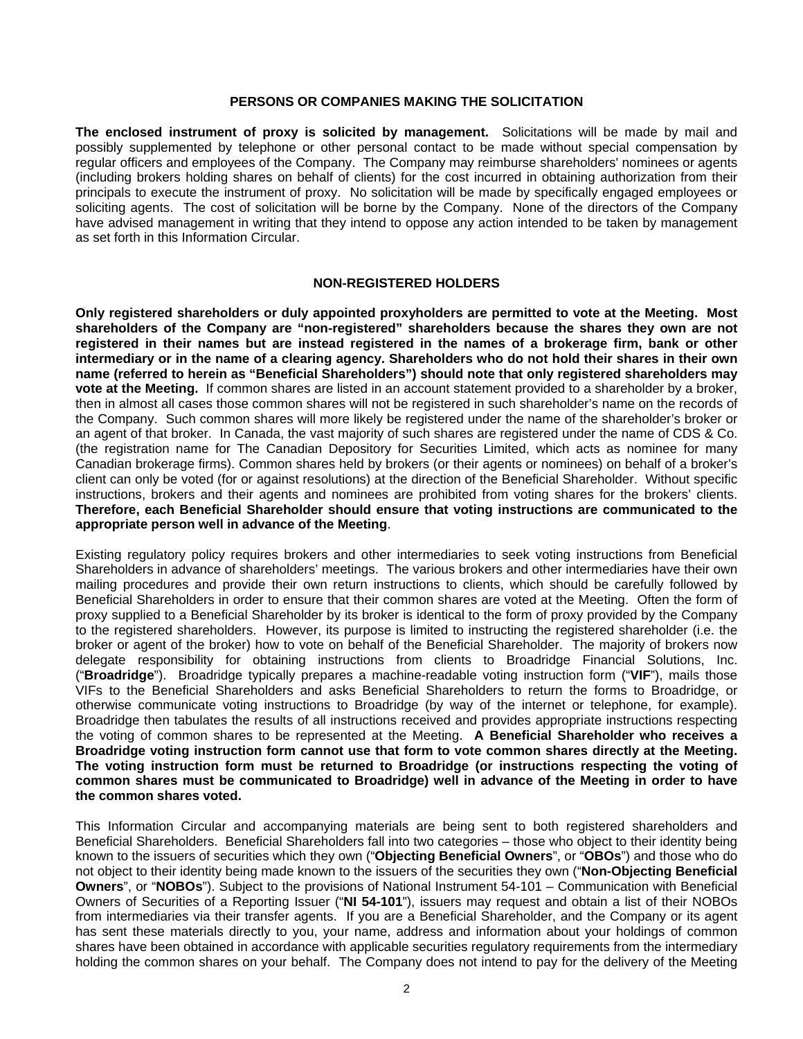## PERSONS OR COMPANIES MAKING THE SOLICITATION

**The enclosed instrument of proxy is solicited by management.** Solicitations will be made by mail and possibly supplemented by telephone or other personal contact to be made without special compensation by regular officers and employees of the Company. The Company may reimburse shareholders' nominees or agents (including brokers holding shares on behalf of clients) for the cost incurred in obtaining authorization from their principals to execute the instrument of proxy. No solicitation will be made by specifically engaged employees or soliciting agents. The cost of solicitation will be borne by the Company. None of the directors of the Company have advised management in writing that they intend to oppose any action intended to be taken by management as set forth in this Information Circular.

## NON-REGISTERED HOLDERS

**Only registered shareholders or duly appointed proxyholders are permitted to vote at the Meeting. Most shareholders of the Company are "non-registered" shareholders because the shares they own are not registered in their names but are instead registered in the names of a brokerage firm, bank or other intermediary or in the name of a clearing agency. Shareholders who do not hold their shares in their own name (referred to herein as "Beneficial Shareholders") should note that only registered shareholders may vote at the Meeting.** If common shares are listed in an account statement provided to a shareholder by a broker, then in almost all cases those common shares will not be registered in such shareholder's name on the records of the Company. Such common shares will more likely be registered under the name of the shareholder's broker or an agent of that broker. In Canada, the vast majority of such shares are registered under the name of CDS & Co. (the registration name for The Canadian Depository for Securities Limited, which acts as nominee for many Canadian brokerage firms). Common shares held by brokers (or their agents or nominees) on behalf of a broker's client can only be voted (for or against resolutions) at the direction of the Beneficial Shareholder. Without specific instructions, brokers and their agents and nominees are prohibited from voting shares for the brokers' clients. **Therefore, each Beneficial Shareholder should ensure that voting instructions are communicated to the appropriate person well in advance of the Meeting**.

Existing regulatory policy requires brokers and other intermediaries to seek voting instructions from Beneficial Shareholders in advance of shareholders' meetings. The various brokers and other intermediaries have their own mailing procedures and provide their own return instructions to clients, which should be carefully followed by Beneficial Shareholders in order to ensure that their common shares are voted at the Meeting. Often the form of proxy supplied to a Beneficial Shareholder by its broker is identical to the form of proxy provided by the Company to the registered shareholders. However, its purpose is limited to instructing the registered shareholder (i.e. the broker or agent of the broker) how to vote on behalf of the Beneficial Shareholder. The majority of brokers now delegate responsibility for obtaining instructions from clients to Broadridge Financial Solutions, Inc. ("**Broadridge**"). Broadridge typically prepares a machine-readable voting instruction form ("**VIF**"), mails those VIFs to the Beneficial Shareholders and asks Beneficial Shareholders to return the forms to Broadridge, or otherwise communicate voting instructions to Broadridge (by way of the internet or telephone, for example). Broadridge then tabulates the results of all instructions received and provides appropriate instructions respecting the voting of common shares to be represented at the Meeting. **A Beneficial Shareholder who receives a Broadridge voting instruction form cannot use that form to vote common shares directly at the Meeting. The voting instruction form must be returned to Broadridge (or instructions respecting the voting of common shares must be communicated to Broadridge) well in advance of the Meeting in order to have the common shares voted.**

This Information Circular and accompanying materials are being sent to both registered shareholders and Beneficial Shareholders. Beneficial Shareholders fall into two categories – those who object to their identity being known to the issuers of securities which they own ("**Objecting Beneficial Owners**", or "**OBOs**") and those who do not object to their identity being made known to the issuers of the securities they own ("**Non-Objecting Beneficial Owners**", or "**NOBOs**"). Subject to the provisions of National Instrument 54-101 – Communication with Beneficial Owners of Securities of a Reporting Issuer ("**NI 54-101**"), issuers may request and obtain a list of their NOBOs from intermediaries via their transfer agents. If you are a Beneficial Shareholder, and the Company or its agent has sent these materials directly to you, your name, address and information about your holdings of common shares have been obtained in accordance with applicable securities regulatory requirements from the intermediary holding the common shares on your behalf. The Company does not intend to pay for the delivery of the Meeting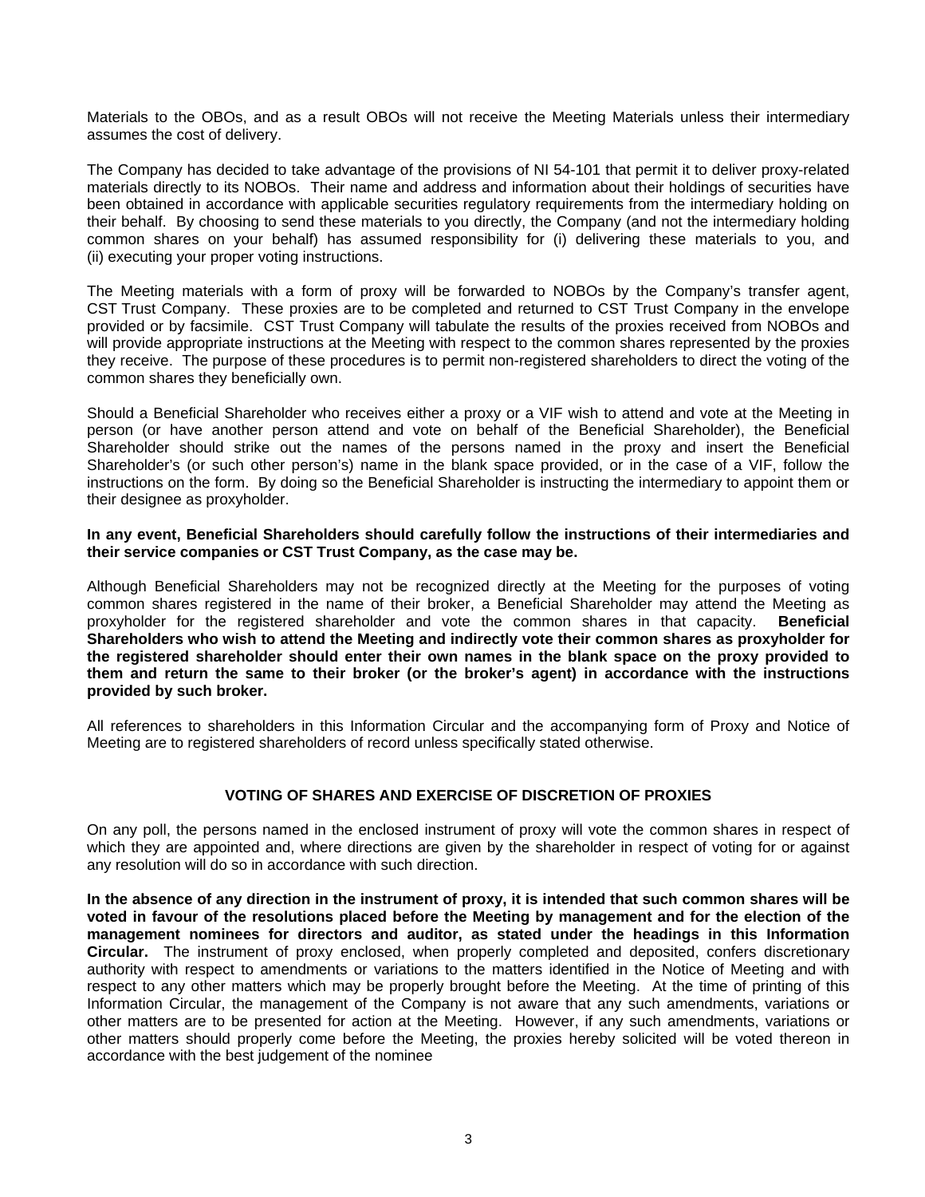Materials to the OBOs, and as a result OBOs will not receive the Meeting Materials unless their intermediary assumes the cost of delivery.

The Company has decided to take advantage of the provisions of NI 54-101 that permit it to deliver proxy-related materials directly to its NOBOs. Their name and address and information about their holdings of securities have been obtained in accordance with applicable securities regulatory requirements from the intermediary holding on their behalf. By choosing to send these materials to you directly, the Company (and not the intermediary holding common shares on your behalf) has assumed responsibility for (i) delivering these materials to you, and (ii) executing your proper voting instructions.

The Meeting materials with a form of proxy will be forwarded to NOBOs by the Company's transfer agent, CST Trust Company. These proxies are to be completed and returned to CST Trust Company in the envelope provided or by facsimile. CST Trust Company will tabulate the results of the proxies received from NOBOs and will provide appropriate instructions at the Meeting with respect to the common shares represented by the proxies they receive. The purpose of these procedures is to permit non-registered shareholders to direct the voting of the common shares they beneficially own.

Should a Beneficial Shareholder who receives either a proxy or a VIF wish to attend and vote at the Meeting in person (or have another person attend and vote on behalf of the Beneficial Shareholder), the Beneficial Shareholder should strike out the names of the persons named in the proxy and insert the Beneficial Shareholder's (or such other person's) name in the blank space provided, or in the case of a VIF, follow the instructions on the form. By doing so the Beneficial Shareholder is instructing the intermediary to appoint them or their designee as proxyholder.

**In any event, Beneficial Shareholders should carefully follow the instructions of their intermediaries and their service companies or CST Trust Company, as the case may be.**

Although Beneficial Shareholders may not be recognized directly at the Meeting for the purposes of voting common shares registered in the name of their broker, a Beneficial Shareholder may attend the Meeting as proxyholder for the registered shareholder and vote the common shares in that capacity. **Beneficial Shareholders who wish to attend the Meeting and indirectly vote their common shares as proxyholder for the registered shareholder should enter their own names in the blank space on the proxy provided to them and return the same to their broker (or the broker's agent) in accordance with the instructions provided by such broker.**

All references to shareholders in this Information Circular and the accompanying form of Proxy and Notice of Meeting are to registered shareholders of record unless specifically stated otherwise.

## VOTING OF SHARES AND EXERCISE OF DISCRETION OF PROXIES

On any poll, the persons named in the enclosed instrument of proxy will vote the common shares in respect of which they are appointed and, where directions are given by the shareholder in respect of voting for or against any resolution will do so in accordance with such direction.

**In the absence of any direction in the instrument of proxy, it is intended that such common shares will be voted in favour of the resolutions placed before the Meeting by management and for the election of the management nominees for directors and auditor, as stated under the headings in this Information Circular.** The instrument of proxy enclosed, when properly completed and deposited, confers discretionary authority with respect to amendments or variations to the matters identified in the Notice of Meeting and with respect to any other matters which may be properly brought before the Meeting. At the time of printing of this Information Circular, the management of the Company is not aware that any such amendments, variations or other matters are to be presented for action at the Meeting. However, if any such amendments, variations or other matters should properly come before the Meeting, the proxies hereby solicited will be voted thereon in accordance with the best judgement of the nominee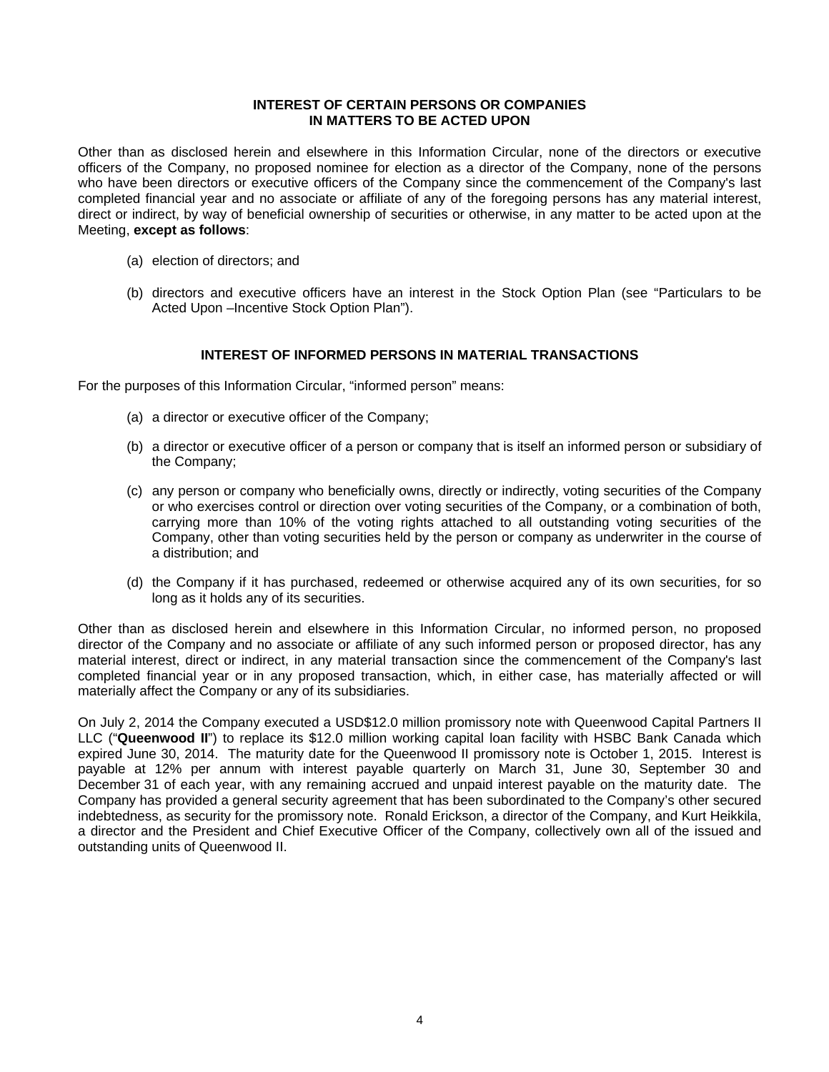## INTEREST OF CERTAIN PERSONS OR COMPANIES IN MATTERS TO BE ACTED UPON

Other than as disclosed herein and elsewhere in this Information Circular, none of the directors or executive officers of the Company, no proposed nominee for election as a director of the Company, none of the persons who have been directors or executive officers of the Company since the commencement of the Company's last completed financial year and no associate or affiliate of any of the foregoing persons has any material interest, direct or indirect, by way of beneficial ownership of securities or otherwise, in any matter to be acted upon at the Meeting, **except as follows**:

(a) election of directors; and

(b) directors and executive officers have an interest in the Stock Option Plan (see "Particulars to be Acted Upon –Incentive Stock Option Plan").

## INTEREST OF INFORMED PERSONS IN MATERIAL TRANSACTIONS

For the purposes of this Information Circular, "informed person" means:

(a) a director or executive officer of the Company;

(b) a director or executive officer of a person or company that is itself an informed person or subsidiary of the Company;

(c) any person or company who beneficially owns, directly or indirectly, voting securities of the Company or who exercises control or direction over voting securities of the Company, or a combination of both, carrying more than 10% of the voting rights attached to all outstanding voting securities of the Company, other than voting securities held by the person or company as underwriter in the course of a distribution; and

(d) the Company if it has purchased, redeemed or otherwise acquired any of its own securities, for so long as it holds any of its securities.

Other than as disclosed herein and elsewhere in this Information Circular, no informed person, no proposed director of the Company and no associate or affiliate of any such informed person or proposed director, has any material interest, direct or indirect, in any material transaction since the commencement of the Company's last completed financial year or in any proposed transaction, which, in either case, has materially affected or will materially affect the Company or any of its subsidiaries.

On July 2, 2014 the Company executed a USD$12.0 million promissory note with Queenwood Capital Partners II LLC ("**Queenwood II**") to replace its $12.0 million working capital loan facility with HSBC Bank Canada which expired June 30, 2014. The maturity date for the Queenwood II promissory note is October 1, 2015. Interest is payable at 12% per annum with interest payable quarterly on March 31, June 30, September 30 and December 31 of each year, with any remaining accrued and unpaid interest payable on the maturity date. The Company has provided a general security agreement that has been subordinated to the Company's other secured indebtedness, as security for the promissory note. Ronald Erickson, a director of the Company, and Kurt Heikkila, a director and the President and Chief Executive Officer of the Company, collectively own all of the issued and outstanding units of Queenwood II.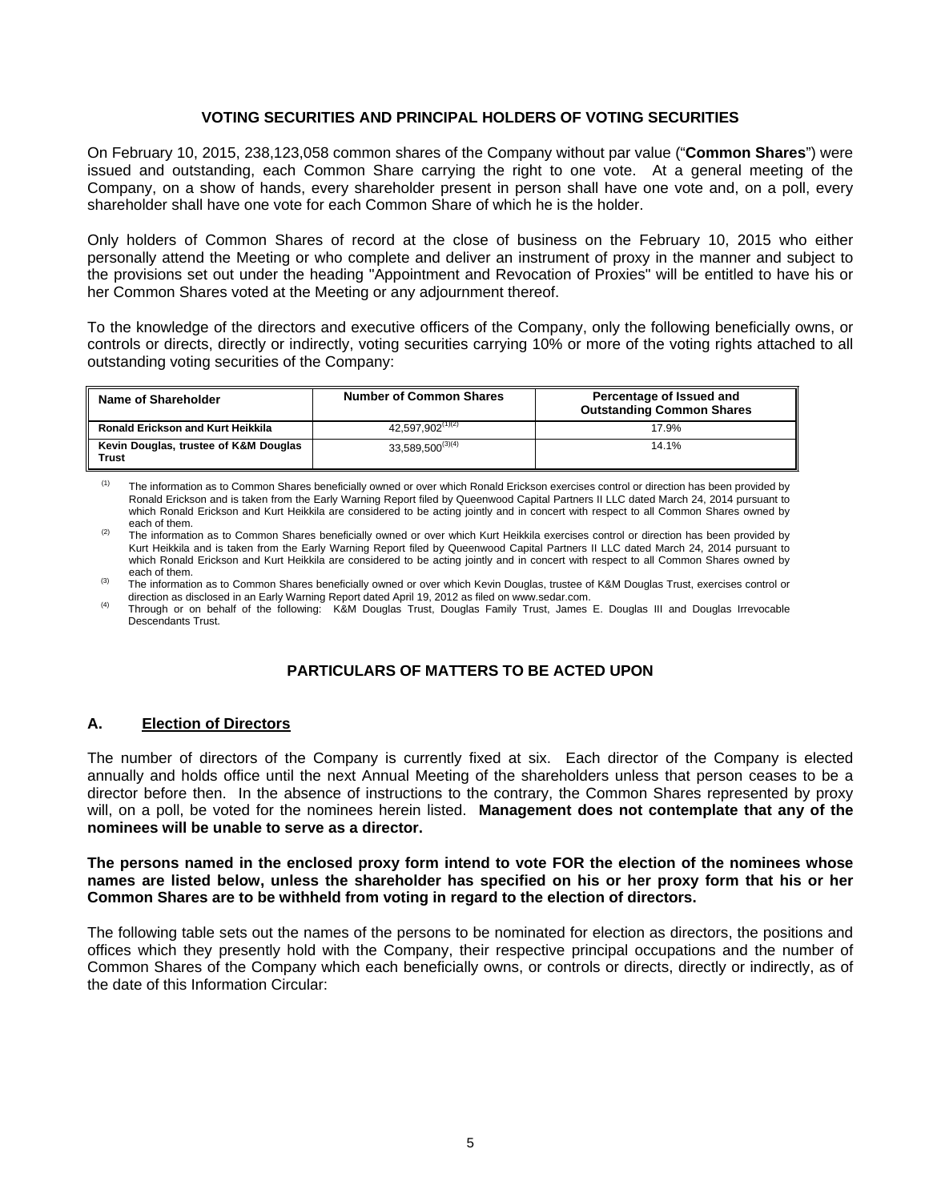## VOTING SECURITIES AND PRINCIPAL HOLDERS OF VOTING SECURITIES

On February 10, 2015, 238,123,058 common shares of the Company without par value ("**Common Shares**") were issued and outstanding, each Common Share carrying the right to one vote. At a general meeting of the Company, on a show of hands, every shareholder present in person shall have one vote and, on a poll, every shareholder shall have one vote for each Common Share of which he is the holder.

Only holders of Common Shares of record at the close of business on the February 10, 2015 who either personally attend the Meeting or who complete and deliver an instrument of proxy in the manner and subject to the provisions set out under the heading "Appointment and Revocation of Proxies" will be entitled to have his or her Common Shares voted at the Meeting or any adjournment thereof.

To the knowledge of the directors and executive officers of the Company, only the following beneficially owns, or controls or directs, directly or indirectly, voting securities carrying 10% or more of the voting rights attached to all outstanding voting securities of the Company:

| Name of Shareholder | Number of Common Shares | Percentage of Issued and Outstanding Common Shares |
|---|---|---|
| **Ronald Erickson and Kurt Heikkila** | 42,597,902[(1)(2)] | 17.9% |
| **Kevin Douglas, trustee of K&M Douglas Trust** | 33,589,500[(3)(4)] | 14.1% |

(1) The information as to Common Shares beneficially owned or over which Ronald Erickson exercises control or direction has been provided by Ronald Erickson and is taken from the Early Warning Report filed by Queenwood Capital Partners II LLC dated March 24, 2014 pursuant to which Ronald Erickson and Kurt Heikkila are considered to be acting jointly and in concert with respect to all Common Shares owned by each of them.

(2) The information as to Common Shares beneficially owned or over which Kurt Heikkila exercises control or direction has been provided by Kurt Heikkila and is taken from the Early Warning Report filed by Queenwood Capital Partners II LLC dated March 24, 2014 pursuant to which Ronald Erickson and Kurt Heikkila are considered to be acting jointly and in concert with respect to all Common Shares owned by each of them.

(3) The information as to Common Shares beneficially owned or over which Kevin Douglas, trustee of K&M Douglas Trust, exercises control or direction as disclosed in an Early Warning Report dated April 19, 2012 as filed on www.sedar.com.

(4) Through or on behalf of the following: K&M Douglas Trust, Douglas Family Trust, James E. Douglas III and Douglas Irrevocable Descendants Trust.

## PARTICULARS OF MATTERS TO BE ACTED UPON

### A. Election of Directors

The number of directors of the Company is currently fixed at six. Each director of the Company is elected annually and holds office until the next Annual Meeting of the shareholders unless that person ceases to be a director before then. In the absence of instructions to the contrary, the Common Shares represented by proxy will, on a poll, be voted for the nominees herein listed. **Management does not contemplate that any of the nominees will be unable to serve as a director.**

**The persons named in the enclosed proxy form intend to vote FOR the election of the nominees whose names are listed below, unless the shareholder has specified on his or her proxy form that his or her Common Shares are to be withheld from voting in regard to the election of directors.**

The following table sets out the names of the persons to be nominated for election as directors, the positions and offices which they presently hold with the Company, their respective principal occupations and the number of Common Shares of the Company which each beneficially owns, or controls or directs, directly or indirectly, as of the date of this Information Circular: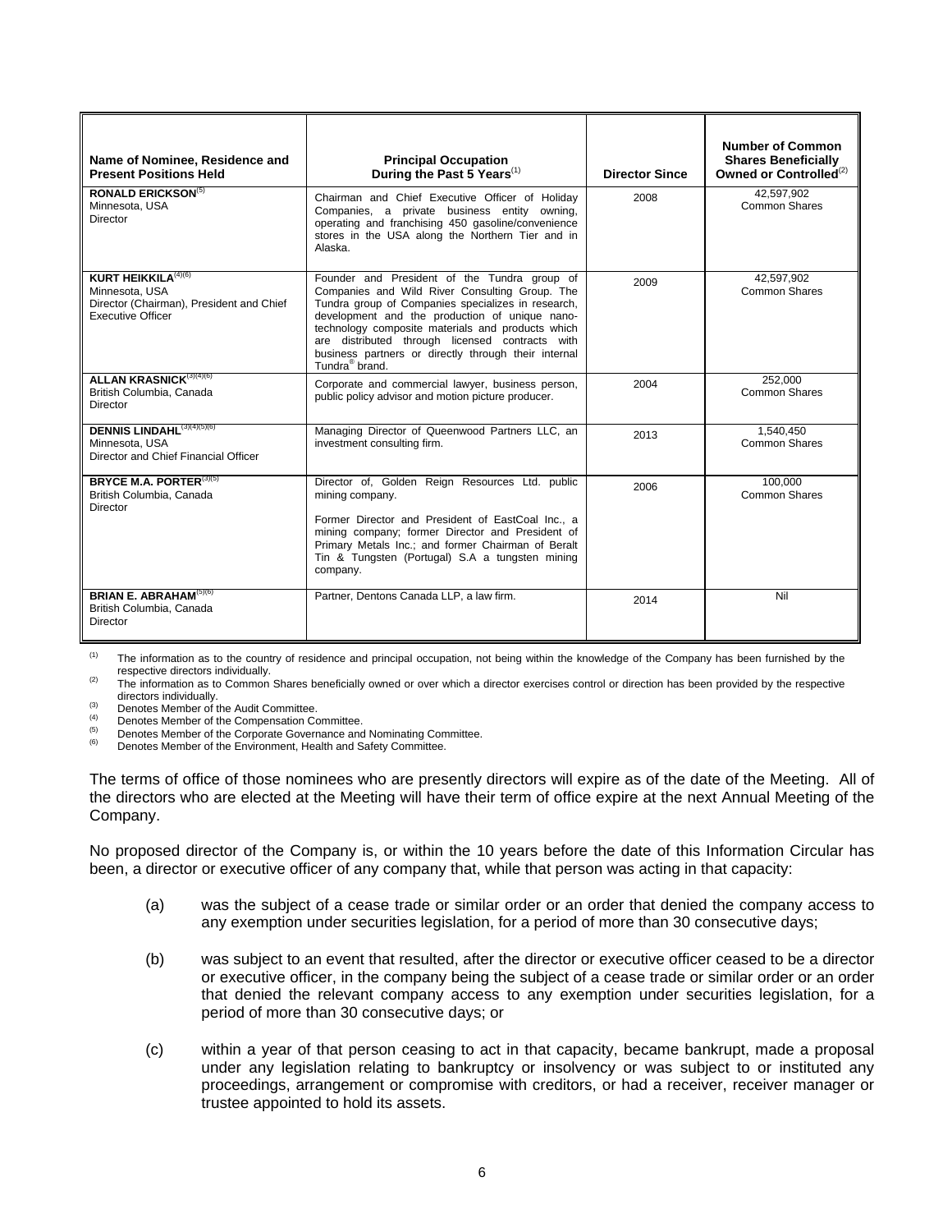| Name of Nominee, Residence and Present Positions Held | Principal Occupation During the Past 5 Years[(1)] | Director Since | Number of Common Shares Beneficially Owned or Controlled[(2)] |
|---|---|---|---|
| **RONALD ERICKSON**[(5)] Minnesota, USA Director | Chairman and Chief Executive Officer of Holiday Companies, a private business entity owning, operating and franchising 450 gasoline/convenience stores in the USA along the Northern Tier and in Alaska. | 2008 | 42,597,902 Common Shares |
| **KURT HEIKKILA**[(4)(6)] Minnesota, USA Director (Chairman), President and Chief Executive Officer | Founder and President of the Tundra group of Companies and Wild River Consulting Group. The Tundra group of Companies specializes in research, development and the production of unique nano-technology composite materials and products which are distributed through licensed contracts with business partners or directly through their internal Tundra® brand. | 2009 | 42,597,902 Common Shares |
| **ALLAN KRASNICK**[(3)(4)(6)] British Columbia, Canada Director | Corporate and commercial lawyer, business person, public policy advisor and motion picture producer. | 2004 | 252,000 Common Shares |
| **DENNIS LINDAHL**[(3)(4)(5)(6)] Minnesota, USA Director and Chief Financial Officer | Managing Director of Queenwood Partners LLC, an investment consulting firm. | 2013 | 1,540,450 Common Shares |
| **BRYCE M.A. PORTER**[(3)(5)] British Columbia, Canada Director | Director of, Golden Reign Resources Ltd. public mining company. Former Director and President of EastCoal Inc., a mining company; former Director and President of Primary Metals Inc.; and former Chairman of Beralt Tin & Tungsten (Portugal) S.A a tungsten mining company. | 2006 | 100,000 Common Shares |
| **BRIAN E. ABRAHAM**[(5)(6)] British Columbia, Canada Director | Partner, Dentons Canada LLP, a law firm. | 2014 | Nil |

(1) The information as to the country of residence and principal occupation, not being within the knowledge of the Company has been furnished by the respective directors individually.
(2) The information as to Common Shares beneficially owned or over which a director exercises control or direction has been provided by the respective directors individually.
(3) Denotes Member of the Audit Committee.
(4) Denotes Member of the Compensation Committee.
(5) Denotes Member of the Corporate Governance and Nominating Committee.
(6) Denotes Member of the Environment, Health and Safety Committee.

The terms of office of those nominees who are presently directors will expire as of the date of the Meeting. All of the directors who are elected at the Meeting will have their term of office expire at the next Annual Meeting of the Company.

No proposed director of the Company is, or within the 10 years before the date of this Information Circular has been, a director or executive officer of any company that, while that person was acting in that capacity:

(a) was the subject of a cease trade or similar order or an order that denied the company access to any exemption under securities legislation, for a period of more than 30 consecutive days;

(b) was subject to an event that resulted, after the director or executive officer ceased to be a director or executive officer, in the company being the subject of a cease trade or similar order or an order that denied the relevant company access to any exemption under securities legislation, for a period of more than 30 consecutive days; or

(c) within a year of that person ceasing to act in that capacity, became bankrupt, made a proposal under any legislation relating to bankruptcy or insolvency or was subject to or instituted any proceedings, arrangement or compromise with creditors, or had a receiver, receiver manager or trustee appointed to hold its assets.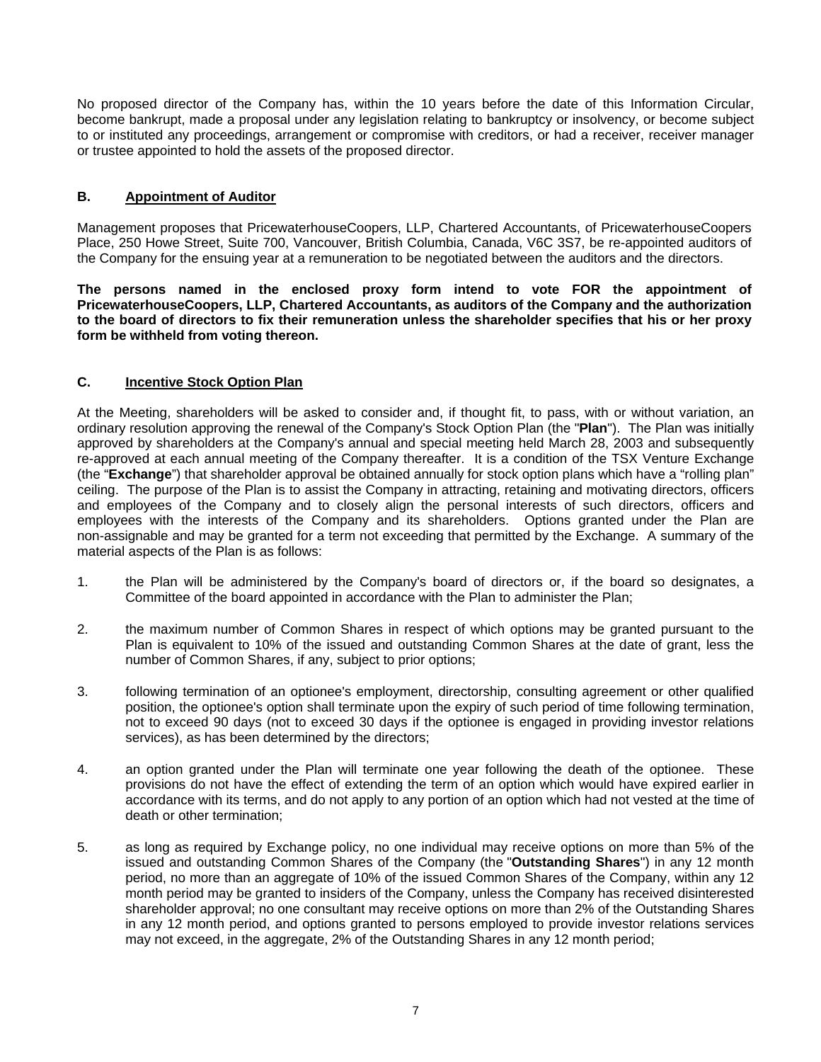No proposed director of the Company has, within the 10 years before the date of this Information Circular, become bankrupt, made a proposal under any legislation relating to bankruptcy or insolvency, or become subject to or instituted any proceedings, arrangement or compromise with creditors, or had a receiver, receiver manager or trustee appointed to hold the assets of the proposed director.

## B. Appointment of Auditor

Management proposes that PricewaterhouseCoopers, LLP, Chartered Accountants, of PricewaterhouseCoopers Place, 250 Howe Street, Suite 700, Vancouver, British Columbia, Canada, V6C 3S7, be re-appointed auditors of the Company for the ensuing year at a remuneration to be negotiated between the auditors and the directors.

**The persons named in the enclosed proxy form intend to vote FOR the appointment of PricewaterhouseCoopers, LLP, Chartered Accountants, as auditors of the Company and the authorization to the board of directors to fix their remuneration unless the shareholder specifies that his or her proxy form be withheld from voting thereon.**

## C. Incentive Stock Option Plan

At the Meeting, shareholders will be asked to consider and, if thought fit, to pass, with or without variation, an ordinary resolution approving the renewal of the Company's Stock Option Plan (the "**Plan**"). The Plan was initially approved by shareholders at the Company's annual and special meeting held March 28, 2003 and subsequently re-approved at each annual meeting of the Company thereafter. It is a condition of the TSX Venture Exchange (the "**Exchange**") that shareholder approval be obtained annually for stock option plans which have a "rolling plan" ceiling. The purpose of the Plan is to assist the Company in attracting, retaining and motivating directors, officers and employees of the Company and to closely align the personal interests of such directors, officers and employees with the interests of the Company and its shareholders. Options granted under the Plan are non-assignable and may be granted for a term not exceeding that permitted by the Exchange. A summary of the material aspects of the Plan is as follows:

1. the Plan will be administered by the Company's board of directors or, if the board so designates, a Committee of the board appointed in accordance with the Plan to administer the Plan;

2. the maximum number of Common Shares in respect of which options may be granted pursuant to the Plan is equivalent to 10% of the issued and outstanding Common Shares at the date of grant, less the number of Common Shares, if any, subject to prior options;

3. following termination of an optionee's employment, directorship, consulting agreement or other qualified position, the optionee's option shall terminate upon the expiry of such period of time following termination, not to exceed 90 days (not to exceed 30 days if the optionee is engaged in providing investor relations services), as has been determined by the directors;

4. an option granted under the Plan will terminate one year following the death of the optionee. These provisions do not have the effect of extending the term of an option which would have expired earlier in accordance with its terms, and do not apply to any portion of an option which had not vested at the time of death or other termination;

5. as long as required by Exchange policy, no one individual may receive options on more than 5% of the issued and outstanding Common Shares of the Company (the "**Outstanding Shares**") in any 12 month period, no more than an aggregate of 10% of the issued Common Shares of the Company, within any 12 month period may be granted to insiders of the Company, unless the Company has received disinterested shareholder approval; no one consultant may receive options on more than 2% of the Outstanding Shares in any 12 month period, and options granted to persons employed to provide investor relations services may not exceed, in the aggregate, 2% of the Outstanding Shares in any 12 month period;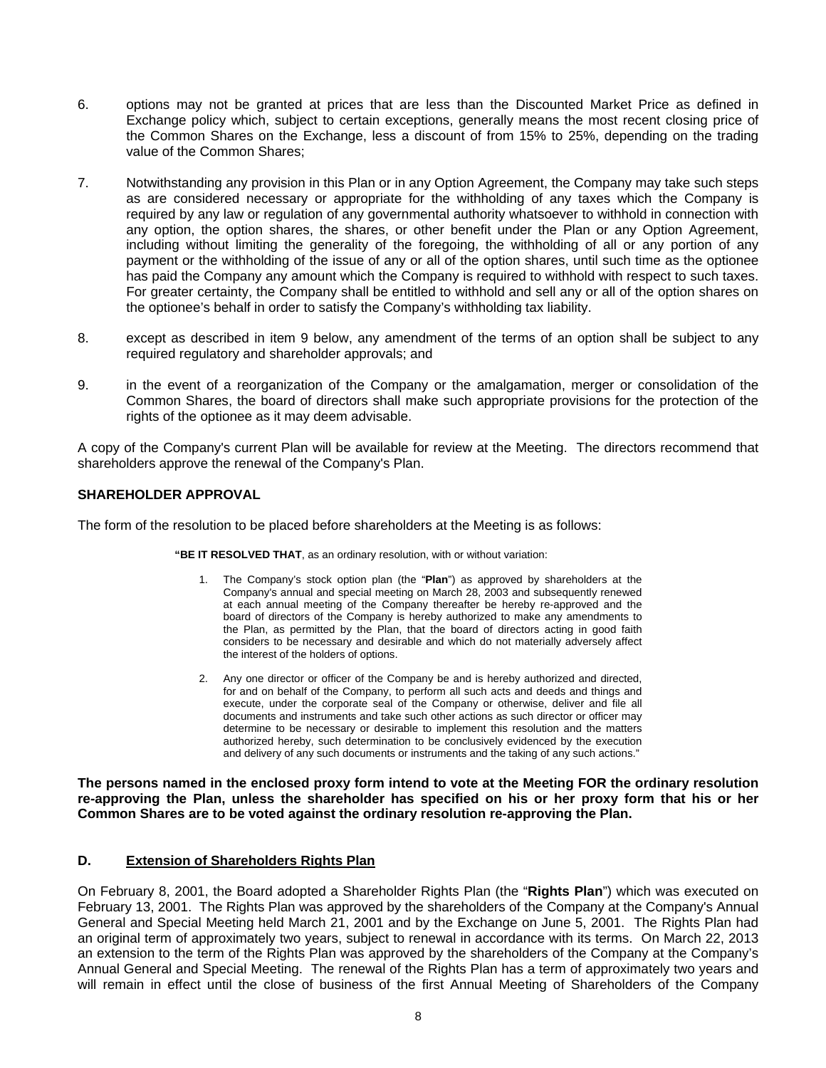6. options may not be granted at prices that are less than the Discounted Market Price as defined in Exchange policy which, subject to certain exceptions, generally means the most recent closing price of the Common Shares on the Exchange, less a discount of from 15% to 25%, depending on the trading value of the Common Shares;

7. Notwithstanding any provision in this Plan or in any Option Agreement, the Company may take such steps as are considered necessary or appropriate for the withholding of any taxes which the Company is required by any law or regulation of any governmental authority whatsoever to withhold in connection with any option, the option shares, the shares, or other benefit under the Plan or any Option Agreement, including without limiting the generality of the foregoing, the withholding of all or any portion of any payment or the withholding of the issue of any or all of the option shares, until such time as the optionee has paid the Company any amount which the Company is required to withhold with respect to such taxes. For greater certainty, the Company shall be entitled to withhold and sell any or all of the option shares on the optionee's behalf in order to satisfy the Company's withholding tax liability.

8. except as described in item 9 below, any amendment of the terms of an option shall be subject to any required regulatory and shareholder approvals; and

9. in the event of a reorganization of the Company or the amalgamation, merger or consolidation of the Common Shares, the board of directors shall make such appropriate provisions for the protection of the rights of the optionee as it may deem advisable.

A copy of the Company's current Plan will be available for review at the Meeting. The directors recommend that shareholders approve the renewal of the Company's Plan.

### SHAREHOLDER APPROVAL

The form of the resolution to be placed before shareholders at the Meeting is as follows:

> **"BE IT RESOLVED THAT**, as an ordinary resolution, with or without variation:
>
> 1. The Company's stock option plan (the "**Plan**") as approved by shareholders at the Company's annual and special meeting on March 28, 2003 and subsequently renewed at each annual meeting of the Company thereafter be hereby re-approved and the board of directors of the Company is hereby authorized to make any amendments to the Plan, as permitted by the Plan, that the board of directors acting in good faith considers to be necessary and desirable and which do not materially adversely affect the interest of the holders of options.
>
> 2. Any one director or officer of the Company be and is hereby authorized and directed, for and on behalf of the Company, to perform all such acts and deeds and things and execute, under the corporate seal of the Company or otherwise, deliver and file all documents and instruments and take such other actions as such director or officer may determine to be necessary or desirable to implement this resolution and the matters authorized hereby, such determination to be conclusively evidenced by the execution and delivery of any such documents or instruments and the taking of any such actions."

**The persons named in the enclosed proxy form intend to vote at the Meeting FOR the ordinary resolution re-approving the Plan, unless the shareholder has specified on his or her proxy form that his or her Common Shares are to be voted against the ordinary resolution re-approving the Plan.**

### D. Extension of Shareholders Rights Plan

On February 8, 2001, the Board adopted a Shareholder Rights Plan (the "**Rights Plan**") which was executed on February 13, 2001. The Rights Plan was approved by the shareholders of the Company at the Company's Annual General and Special Meeting held March 21, 2001 and by the Exchange on June 5, 2001. The Rights Plan had an original term of approximately two years, subject to renewal in accordance with its terms. On March 22, 2013 an extension to the term of the Rights Plan was approved by the shareholders of the Company at the Company's Annual General and Special Meeting. The renewal of the Rights Plan has a term of approximately two years and will remain in effect until the close of business of the first Annual Meeting of Shareholders of the Company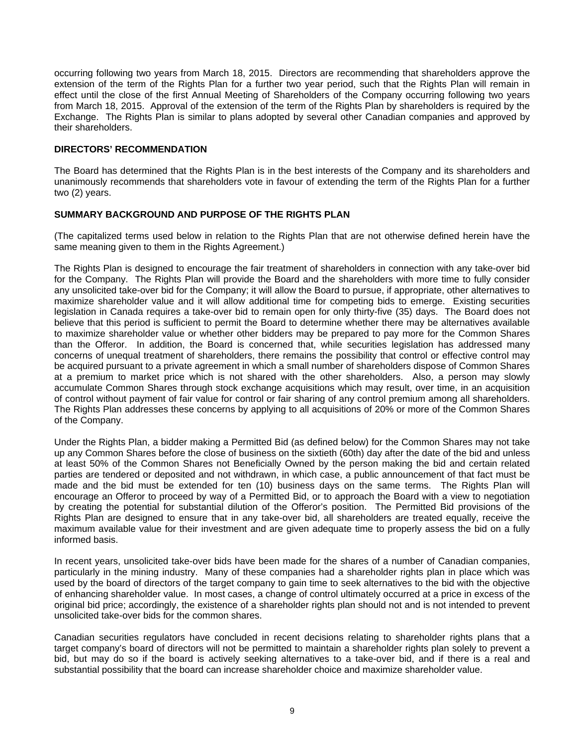occurring following two years from March 18, 2015. Directors are recommending that shareholders approve the extension of the term of the Rights Plan for a further two year period, such that the Rights Plan will remain in effect until the close of the first Annual Meeting of Shareholders of the Company occurring following two years from March 18, 2015. Approval of the extension of the term of the Rights Plan by shareholders is required by the Exchange. The Rights Plan is similar to plans adopted by several other Canadian companies and approved by their shareholders.

### DIRECTORS' RECOMMENDATION

The Board has determined that the Rights Plan is in the best interests of the Company and its shareholders and unanimously recommends that shareholders vote in favour of extending the term of the Rights Plan for a further two (2) years.

### SUMMARY BACKGROUND AND PURPOSE OF THE RIGHTS PLAN

(The capitalized terms used below in relation to the Rights Plan that are not otherwise defined herein have the same meaning given to them in the Rights Agreement.)

The Rights Plan is designed to encourage the fair treatment of shareholders in connection with any take-over bid for the Company. The Rights Plan will provide the Board and the shareholders with more time to fully consider any unsolicited take-over bid for the Company; it will allow the Board to pursue, if appropriate, other alternatives to maximize shareholder value and it will allow additional time for competing bids to emerge. Existing securities legislation in Canada requires a take-over bid to remain open for only thirty-five (35) days. The Board does not believe that this period is sufficient to permit the Board to determine whether there may be alternatives available to maximize shareholder value or whether other bidders may be prepared to pay more for the Common Shares than the Offeror. In addition, the Board is concerned that, while securities legislation has addressed many concerns of unequal treatment of shareholders, there remains the possibility that control or effective control may be acquired pursuant to a private agreement in which a small number of shareholders dispose of Common Shares at a premium to market price which is not shared with the other shareholders. Also, a person may slowly accumulate Common Shares through stock exchange acquisitions which may result, over time, in an acquisition of control without payment of fair value for control or fair sharing of any control premium among all shareholders. The Rights Plan addresses these concerns by applying to all acquisitions of 20% or more of the Common Shares of the Company.

Under the Rights Plan, a bidder making a Permitted Bid (as defined below) for the Common Shares may not take up any Common Shares before the close of business on the sixtieth (60th) day after the date of the bid and unless at least 50% of the Common Shares not Beneficially Owned by the person making the bid and certain related parties are tendered or deposited and not withdrawn, in which case, a public announcement of that fact must be made and the bid must be extended for ten (10) business days on the same terms. The Rights Plan will encourage an Offeror to proceed by way of a Permitted Bid, or to approach the Board with a view to negotiation by creating the potential for substantial dilution of the Offeror's position. The Permitted Bid provisions of the Rights Plan are designed to ensure that in any take-over bid, all shareholders are treated equally, receive the maximum available value for their investment and are given adequate time to properly assess the bid on a fully informed basis.

In recent years, unsolicited take-over bids have been made for the shares of a number of Canadian companies, particularly in the mining industry. Many of these companies had a shareholder rights plan in place which was used by the board of directors of the target company to gain time to seek alternatives to the bid with the objective of enhancing shareholder value. In most cases, a change of control ultimately occurred at a price in excess of the original bid price; accordingly, the existence of a shareholder rights plan should not and is not intended to prevent unsolicited take-over bids for the common shares.

Canadian securities regulators have concluded in recent decisions relating to shareholder rights plans that a target company's board of directors will not be permitted to maintain a shareholder rights plan solely to prevent a bid, but may do so if the board is actively seeking alternatives to a take-over bid, and if there is a real and substantial possibility that the board can increase shareholder choice and maximize shareholder value.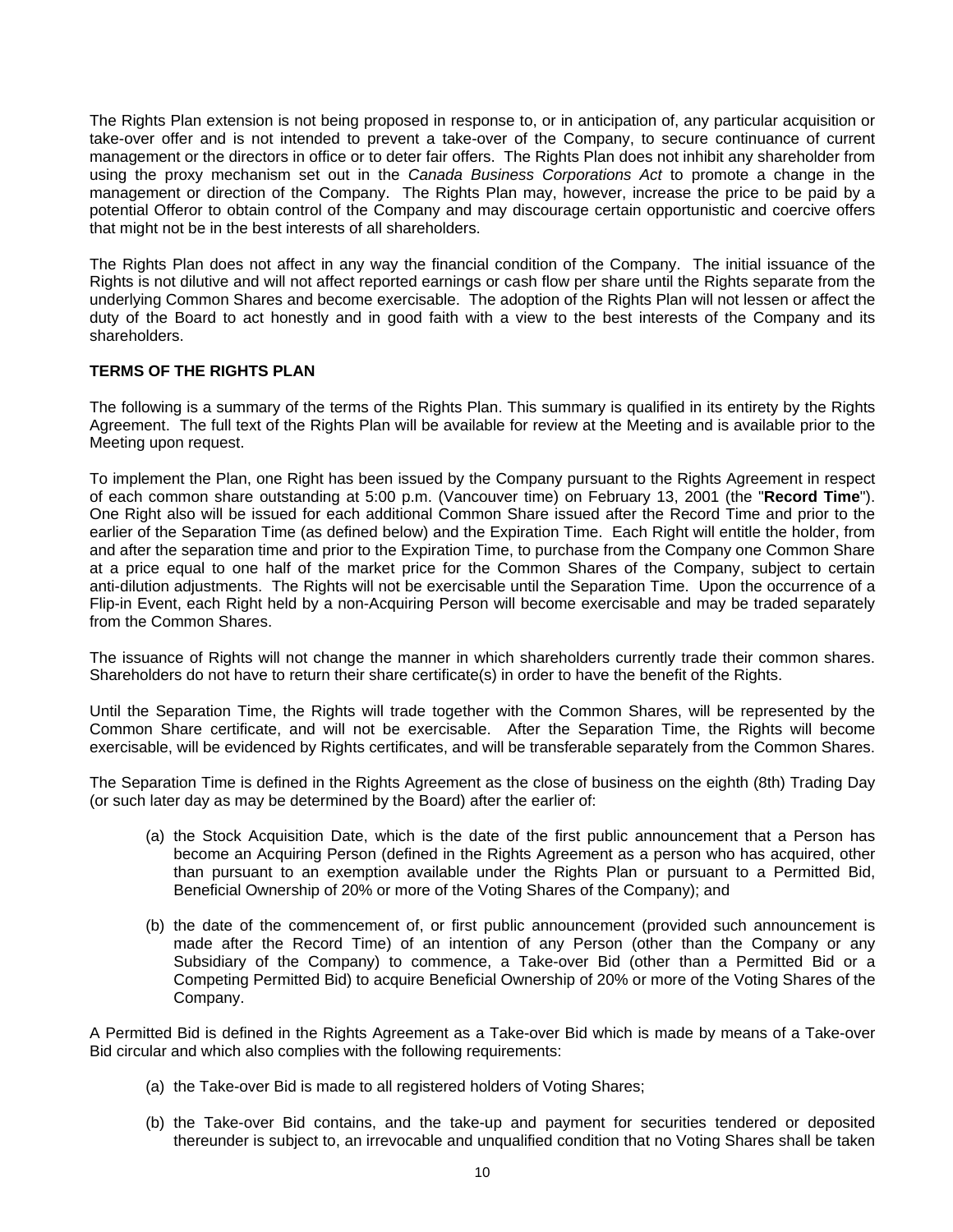The Rights Plan extension is not being proposed in response to, or in anticipation of, any particular acquisition or take-over offer and is not intended to prevent a take-over of the Company, to secure continuance of current management or the directors in office or to deter fair offers. The Rights Plan does not inhibit any shareholder from using the proxy mechanism set out in the *Canada Business Corporations Act* to promote a change in the management or direction of the Company. The Rights Plan may, however, increase the price to be paid by a potential Offeror to obtain control of the Company and may discourage certain opportunistic and coercive offers that might not be in the best interests of all shareholders.

The Rights Plan does not affect in any way the financial condition of the Company. The initial issuance of the Rights is not dilutive and will not affect reported earnings or cash flow per share until the Rights separate from the underlying Common Shares and become exercisable. The adoption of the Rights Plan will not lessen or affect the duty of the Board to act honestly and in good faith with a view to the best interests of the Company and its shareholders.

**TERMS OF THE RIGHTS PLAN**

The following is a summary of the terms of the Rights Plan. This summary is qualified in its entirety by the Rights Agreement. The full text of the Rights Plan will be available for review at the Meeting and is available prior to the Meeting upon request.

To implement the Plan, one Right has been issued by the Company pursuant to the Rights Agreement in respect of each common share outstanding at 5:00 p.m. (Vancouver time) on February 13, 2001 (the "**Record Time**"). One Right also will be issued for each additional Common Share issued after the Record Time and prior to the earlier of the Separation Time (as defined below) and the Expiration Time. Each Right will entitle the holder, from and after the separation time and prior to the Expiration Time, to purchase from the Company one Common Share at a price equal to one half of the market price for the Common Shares of the Company, subject to certain anti-dilution adjustments. The Rights will not be exercisable until the Separation Time. Upon the occurrence of a Flip-in Event, each Right held by a non-Acquiring Person will become exercisable and may be traded separately from the Common Shares.

The issuance of Rights will not change the manner in which shareholders currently trade their common shares. Shareholders do not have to return their share certificate(s) in order to have the benefit of the Rights.

Until the Separation Time, the Rights will trade together with the Common Shares, will be represented by the Common Share certificate, and will not be exercisable. After the Separation Time, the Rights will become exercisable, will be evidenced by Rights certificates, and will be transferable separately from the Common Shares.

The Separation Time is defined in the Rights Agreement as the close of business on the eighth (8th) Trading Day (or such later day as may be determined by the Board) after the earlier of:

(a) the Stock Acquisition Date, which is the date of the first public announcement that a Person has become an Acquiring Person (defined in the Rights Agreement as a person who has acquired, other than pursuant to an exemption available under the Rights Plan or pursuant to a Permitted Bid, Beneficial Ownership of 20% or more of the Voting Shares of the Company); and

(b) the date of the commencement of, or first public announcement (provided such announcement is made after the Record Time) of an intention of any Person (other than the Company or any Subsidiary of the Company) to commence, a Take-over Bid (other than a Permitted Bid or a Competing Permitted Bid) to acquire Beneficial Ownership of 20% or more of the Voting Shares of the Company.

A Permitted Bid is defined in the Rights Agreement as a Take-over Bid which is made by means of a Take-over Bid circular and which also complies with the following requirements:

(a) the Take-over Bid is made to all registered holders of Voting Shares;

(b) the Take-over Bid contains, and the take-up and payment for securities tendered or deposited thereunder is subject to, an irrevocable and unqualified condition that no Voting Shares shall be taken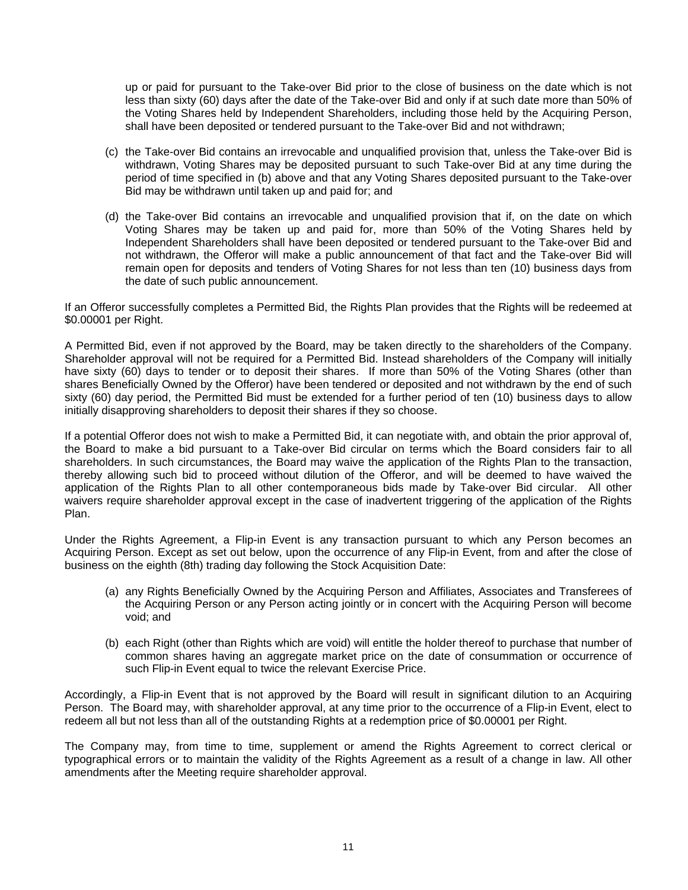up or paid for pursuant to the Take-over Bid prior to the close of business on the date which is not less than sixty (60) days after the date of the Take-over Bid and only if at such date more than 50% of the Voting Shares held by Independent Shareholders, including those held by the Acquiring Person, shall have been deposited or tendered pursuant to the Take-over Bid and not withdrawn;

(c) the Take-over Bid contains an irrevocable and unqualified provision that, unless the Take-over Bid is withdrawn, Voting Shares may be deposited pursuant to such Take-over Bid at any time during the period of time specified in (b) above and that any Voting Shares deposited pursuant to the Take-over Bid may be withdrawn until taken up and paid for; and

(d) the Take-over Bid contains an irrevocable and unqualified provision that if, on the date on which Voting Shares may be taken up and paid for, more than 50% of the Voting Shares held by Independent Shareholders shall have been deposited or tendered pursuant to the Take-over Bid and not withdrawn, the Offeror will make a public announcement of that fact and the Take-over Bid will remain open for deposits and tenders of Voting Shares for not less than ten (10) business days from the date of such public announcement.

If an Offeror successfully completes a Permitted Bid, the Rights Plan provides that the Rights will be redeemed at $0.00001 per Right.

A Permitted Bid, even if not approved by the Board, may be taken directly to the shareholders of the Company. Shareholder approval will not be required for a Permitted Bid. Instead shareholders of the Company will initially have sixty (60) days to tender or to deposit their shares. If more than 50% of the Voting Shares (other than shares Beneficially Owned by the Offeror) have been tendered or deposited and not withdrawn by the end of such sixty (60) day period, the Permitted Bid must be extended for a further period of ten (10) business days to allow initially disapproving shareholders to deposit their shares if they so choose.

If a potential Offeror does not wish to make a Permitted Bid, it can negotiate with, and obtain the prior approval of, the Board to make a bid pursuant to a Take-over Bid circular on terms which the Board considers fair to all shareholders. In such circumstances, the Board may waive the application of the Rights Plan to the transaction, thereby allowing such bid to proceed without dilution of the Offeror, and will be deemed to have waived the application of the Rights Plan to all other contemporaneous bids made by Take-over Bid circular. All other waivers require shareholder approval except in the case of inadvertent triggering of the application of the Rights Plan.

Under the Rights Agreement, a Flip-in Event is any transaction pursuant to which any Person becomes an Acquiring Person. Except as set out below, upon the occurrence of any Flip-in Event, from and after the close of business on the eighth (8th) trading day following the Stock Acquisition Date:

(a) any Rights Beneficially Owned by the Acquiring Person and Affiliates, Associates and Transferees of the Acquiring Person or any Person acting jointly or in concert with the Acquiring Person will become void; and

(b) each Right (other than Rights which are void) will entitle the holder thereof to purchase that number of common shares having an aggregate market price on the date of consummation or occurrence of such Flip-in Event equal to twice the relevant Exercise Price.

Accordingly, a Flip-in Event that is not approved by the Board will result in significant dilution to an Acquiring Person. The Board may, with shareholder approval, at any time prior to the occurrence of a Flip-in Event, elect to redeem all but not less than all of the outstanding Rights at a redemption price of $0.00001 per Right.

The Company may, from time to time, supplement or amend the Rights Agreement to correct clerical or typographical errors or to maintain the validity of the Rights Agreement as a result of a change in law. All other amendments after the Meeting require shareholder approval.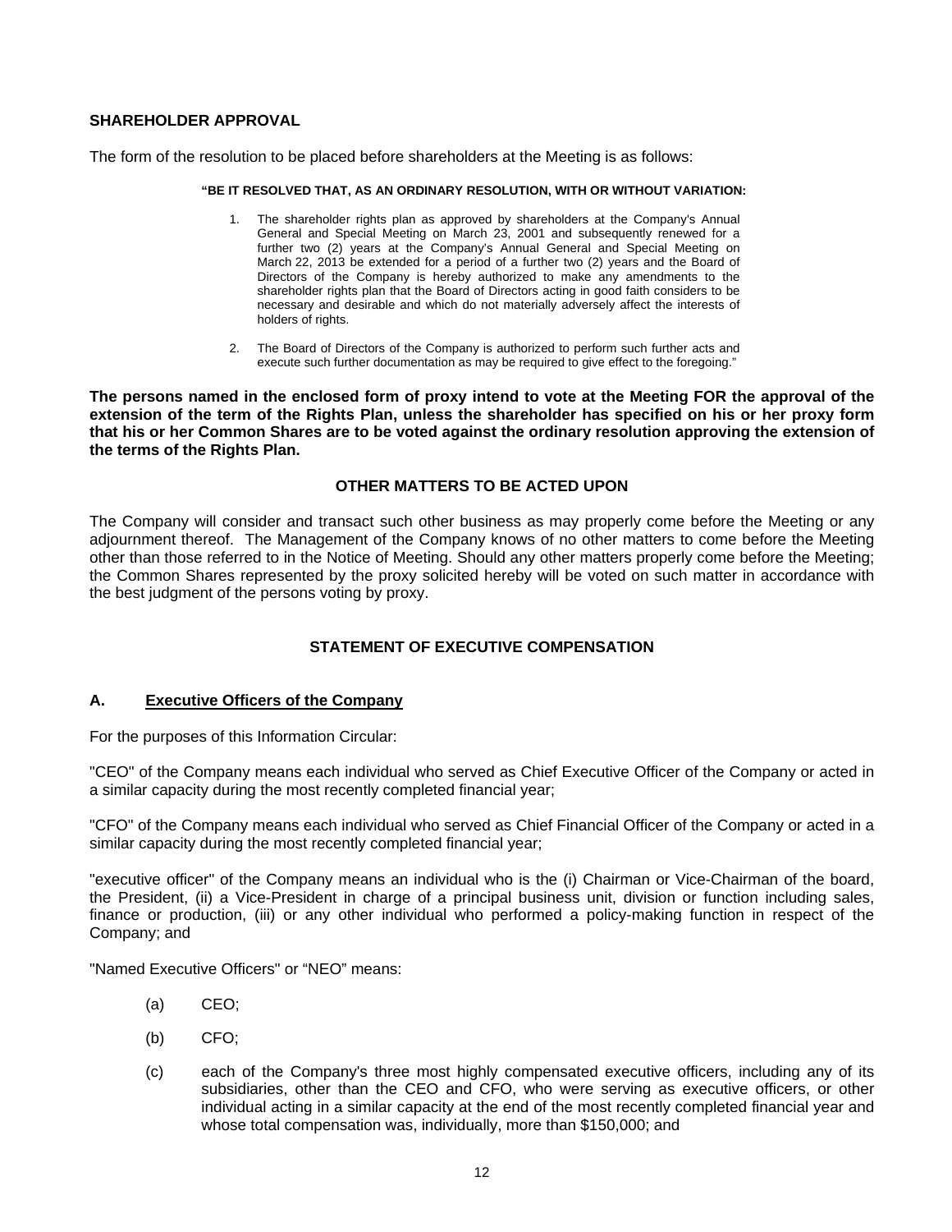## SHAREHOLDER APPROVAL

The form of the resolution to be placed before shareholders at the Meeting is as follows:

**"BE IT RESOLVED THAT, AS AN ORDINARY RESOLUTION, WITH OR WITHOUT VARIATION:**

1. The shareholder rights plan as approved by shareholders at the Company's Annual General and Special Meeting on March 23, 2001 and subsequently renewed for a further two (2) years at the Company's Annual General and Special Meeting on March 22, 2013 be extended for a period of a further two (2) years and the Board of Directors of the Company is hereby authorized to make any amendments to the shareholder rights plan that the Board of Directors acting in good faith considers to be necessary and desirable and which do not materially adversely affect the interests of holders of rights.

2. The Board of Directors of the Company is authorized to perform such further acts and execute such further documentation as may be required to give effect to the foregoing."

**The persons named in the enclosed form of proxy intend to vote at the Meeting FOR the approval of the extension of the term of the Rights Plan, unless the shareholder has specified on his or her proxy form that his or her Common Shares are to be voted against the ordinary resolution approving the extension of the terms of the Rights Plan.**

## OTHER MATTERS TO BE ACTED UPON

The Company will consider and transact such other business as may properly come before the Meeting or any adjournment thereof. The Management of the Company knows of no other matters to come before the Meeting other than those referred to in the Notice of Meeting. Should any other matters properly come before the Meeting; the Common Shares represented by the proxy solicited hereby will be voted on such matter in accordance with the best judgment of the persons voting by proxy.

## STATEMENT OF EXECUTIVE COMPENSATION

### A. Executive Officers of the Company

For the purposes of this Information Circular:

"CEO" of the Company means each individual who served as Chief Executive Officer of the Company or acted in a similar capacity during the most recently completed financial year;

"CFO" of the Company means each individual who served as Chief Financial Officer of the Company or acted in a similar capacity during the most recently completed financial year;

"executive officer" of the Company means an individual who is the (i) Chairman or Vice-Chairman of the board, the President, (ii) a Vice-President in charge of a principal business unit, division or function including sales, finance or production, (iii) or any other individual who performed a policy-making function in respect of the Company; and

"Named Executive Officers" or "NEO" means:

(a) CEO;

(b) CFO;

(c) each of the Company's three most highly compensated executive officers, including any of its subsidiaries, other than the CEO and CFO, who were serving as executive officers, or other individual acting in a similar capacity at the end of the most recently completed financial year and whose total compensation was, individually, more than $150,000; and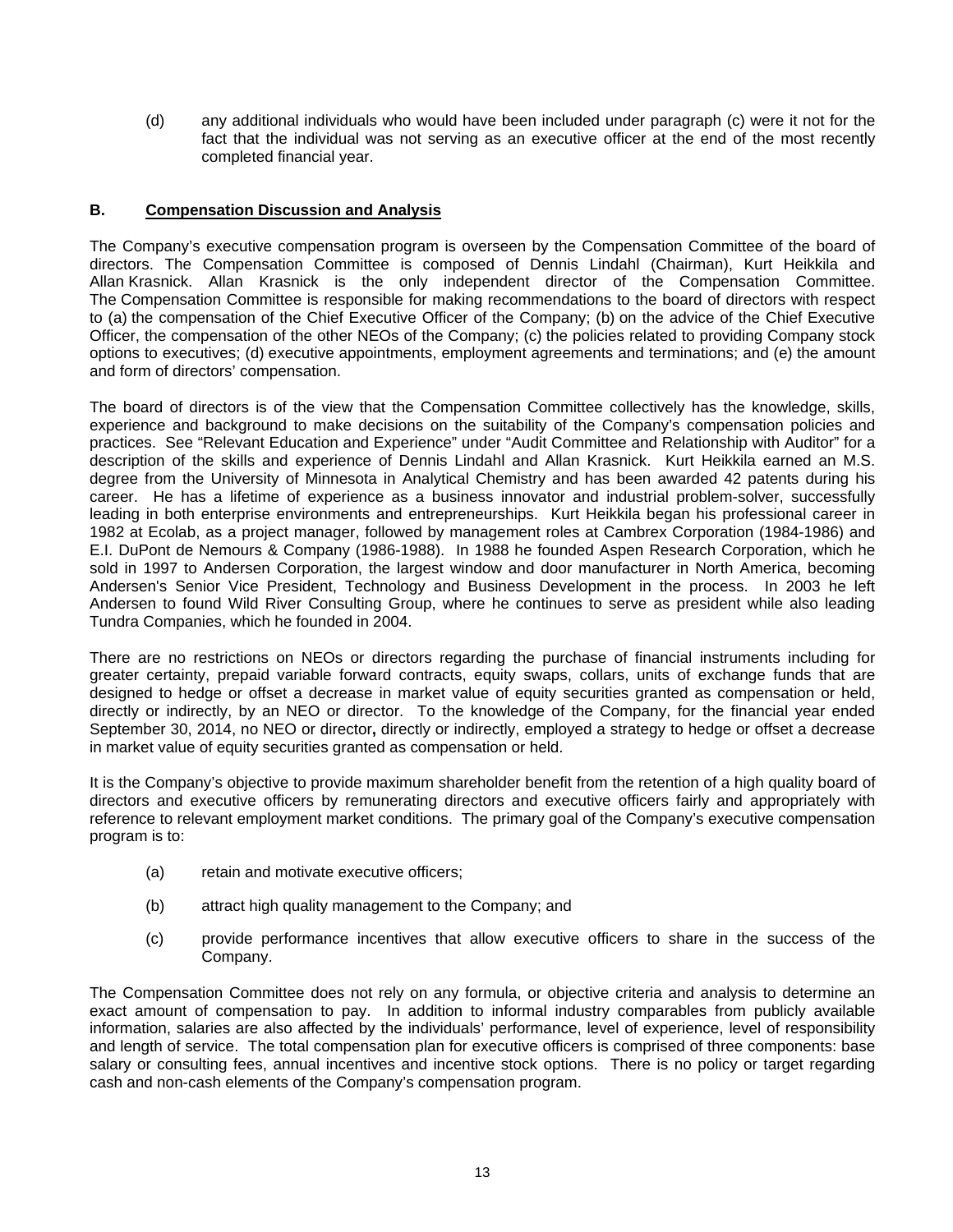(d) any additional individuals who would have been included under paragraph (c) were it not for the fact that the individual was not serving as an executive officer at the end of the most recently completed financial year.

## B. Compensation Discussion and Analysis

The Company's executive compensation program is overseen by the Compensation Committee of the board of directors. The Compensation Committee is composed of Dennis Lindahl (Chairman), Kurt Heikkila and Allan Krasnick. Allan Krasnick is the only independent director of the Compensation Committee. The Compensation Committee is responsible for making recommendations to the board of directors with respect to (a) the compensation of the Chief Executive Officer of the Company; (b) on the advice of the Chief Executive Officer, the compensation of the other NEOs of the Company; (c) the policies related to providing Company stock options to executives; (d) executive appointments, employment agreements and terminations; and (e) the amount and form of directors' compensation.

The board of directors is of the view that the Compensation Committee collectively has the knowledge, skills, experience and background to make decisions on the suitability of the Company's compensation policies and practices. See "Relevant Education and Experience" under "Audit Committee and Relationship with Auditor" for a description of the skills and experience of Dennis Lindahl and Allan Krasnick. Kurt Heikkila earned an M.S. degree from the University of Minnesota in Analytical Chemistry and has been awarded 42 patents during his career. He has a lifetime of experience as a business innovator and industrial problem-solver, successfully leading in both enterprise environments and entrepreneurships. Kurt Heikkila began his professional career in 1982 at Ecolab, as a project manager, followed by management roles at Cambrex Corporation (1984-1986) and E.I. DuPont de Nemours & Company (1986-1988). In 1988 he founded Aspen Research Corporation, which he sold in 1997 to Andersen Corporation, the largest window and door manufacturer in North America, becoming Andersen's Senior Vice President, Technology and Business Development in the process. In 2003 he left Andersen to found Wild River Consulting Group, where he continues to serve as president while also leading Tundra Companies, which he founded in 2004.

There are no restrictions on NEOs or directors regarding the purchase of financial instruments including for greater certainty, prepaid variable forward contracts, equity swaps, collars, units of exchange funds that are designed to hedge or offset a decrease in market value of equity securities granted as compensation or held, directly or indirectly, by an NEO or director. To the knowledge of the Company, for the financial year ended September 30, 2014, no NEO or director**,** directly or indirectly, employed a strategy to hedge or offset a decrease in market value of equity securities granted as compensation or held.

It is the Company's objective to provide maximum shareholder benefit from the retention of a high quality board of directors and executive officers by remunerating directors and executive officers fairly and appropriately with reference to relevant employment market conditions. The primary goal of the Company's executive compensation program is to:

(a) retain and motivate executive officers;

(b) attract high quality management to the Company; and

(c) provide performance incentives that allow executive officers to share in the success of the Company.

The Compensation Committee does not rely on any formula, or objective criteria and analysis to determine an exact amount of compensation to pay. In addition to informal industry comparables from publicly available information, salaries are also affected by the individuals' performance, level of experience, level of responsibility and length of service. The total compensation plan for executive officers is comprised of three components: base salary or consulting fees, annual incentives and incentive stock options. There is no policy or target regarding cash and non-cash elements of the Company's compensation program.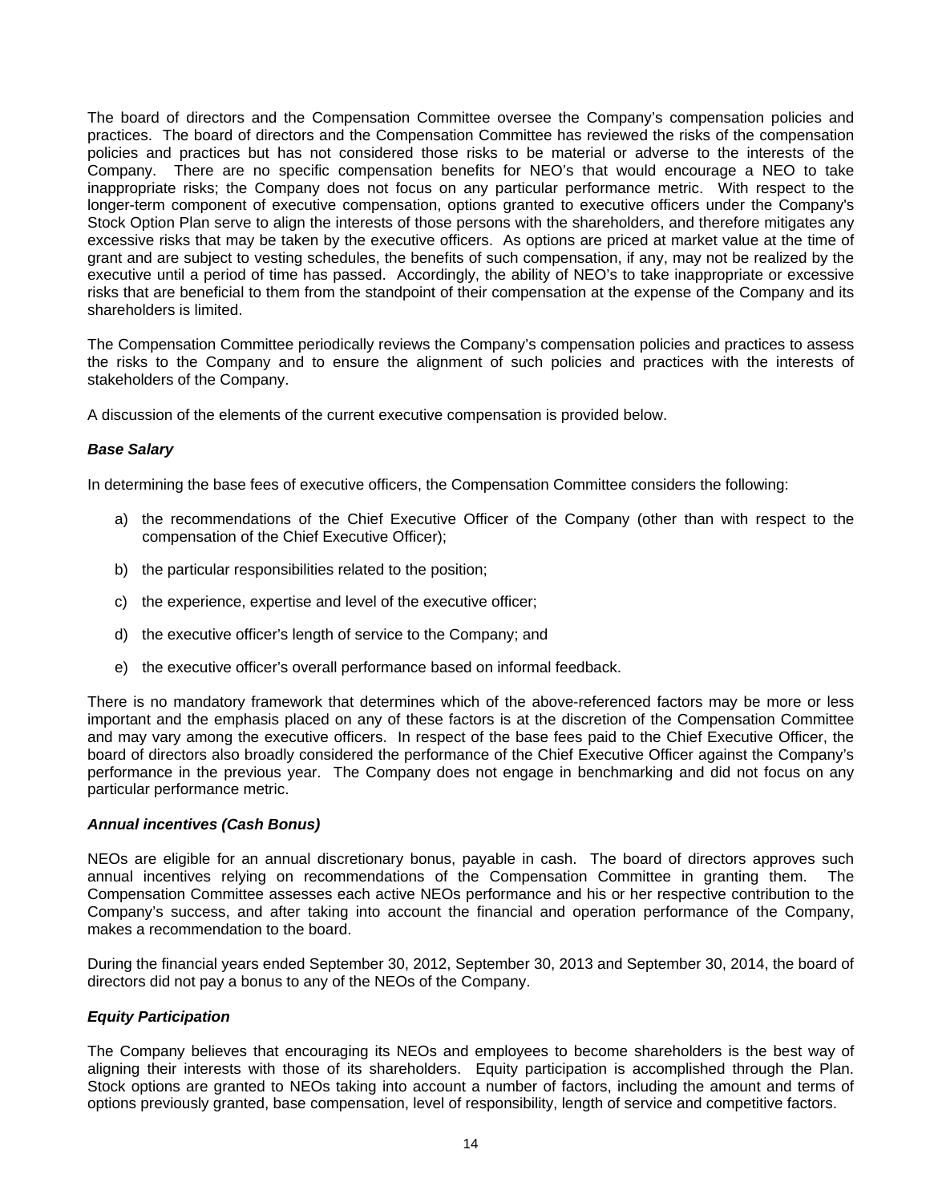The board of directors and the Compensation Committee oversee the Company's compensation policies and practices. The board of directors and the Compensation Committee has reviewed the risks of the compensation policies and practices but has not considered those risks to be material or adverse to the interests of the Company. There are no specific compensation benefits for NEO's that would encourage a NEO to take inappropriate risks; the Company does not focus on any particular performance metric. With respect to the longer-term component of executive compensation, options granted to executive officers under the Company's Stock Option Plan serve to align the interests of those persons with the shareholders, and therefore mitigates any excessive risks that may be taken by the executive officers. As options are priced at market value at the time of grant and are subject to vesting schedules, the benefits of such compensation, if any, may not be realized by the executive until a period of time has passed. Accordingly, the ability of NEO's to take inappropriate or excessive risks that are beneficial to them from the standpoint of their compensation at the expense of the Company and its shareholders is limited.

The Compensation Committee periodically reviews the Company's compensation policies and practices to assess the risks to the Company and to ensure the alignment of such policies and practices with the interests of stakeholders of the Company.

A discussion of the elements of the current executive compensation is provided below.

***Base Salary***

In determining the base fees of executive officers, the Compensation Committee considers the following:

a) the recommendations of the Chief Executive Officer of the Company (other than with respect to the compensation of the Chief Executive Officer);

b) the particular responsibilities related to the position;

c) the experience, expertise and level of the executive officer;

d) the executive officer's length of service to the Company; and

e) the executive officer's overall performance based on informal feedback.

There is no mandatory framework that determines which of the above-referenced factors may be more or less important and the emphasis placed on any of these factors is at the discretion of the Compensation Committee and may vary among the executive officers. In respect of the base fees paid to the Chief Executive Officer, the board of directors also broadly considered the performance of the Chief Executive Officer against the Company's performance in the previous year. The Company does not engage in benchmarking and did not focus on any particular performance metric.

***Annual incentives (Cash Bonus)***

NEOs are eligible for an annual discretionary bonus, payable in cash. The board of directors approves such annual incentives relying on recommendations of the Compensation Committee in granting them. The Compensation Committee assesses each active NEOs performance and his or her respective contribution to the Company's success, and after taking into account the financial and operation performance of the Company, makes a recommendation to the board.

During the financial years ended September 30, 2012, September 30, 2013 and September 30, 2014, the board of directors did not pay a bonus to any of the NEOs of the Company.

***Equity Participation***

The Company believes that encouraging its NEOs and employees to become shareholders is the best way of aligning their interests with those of its shareholders. Equity participation is accomplished through the Plan. Stock options are granted to NEOs taking into account a number of factors, including the amount and terms of options previously granted, base compensation, level of responsibility, length of service and competitive factors.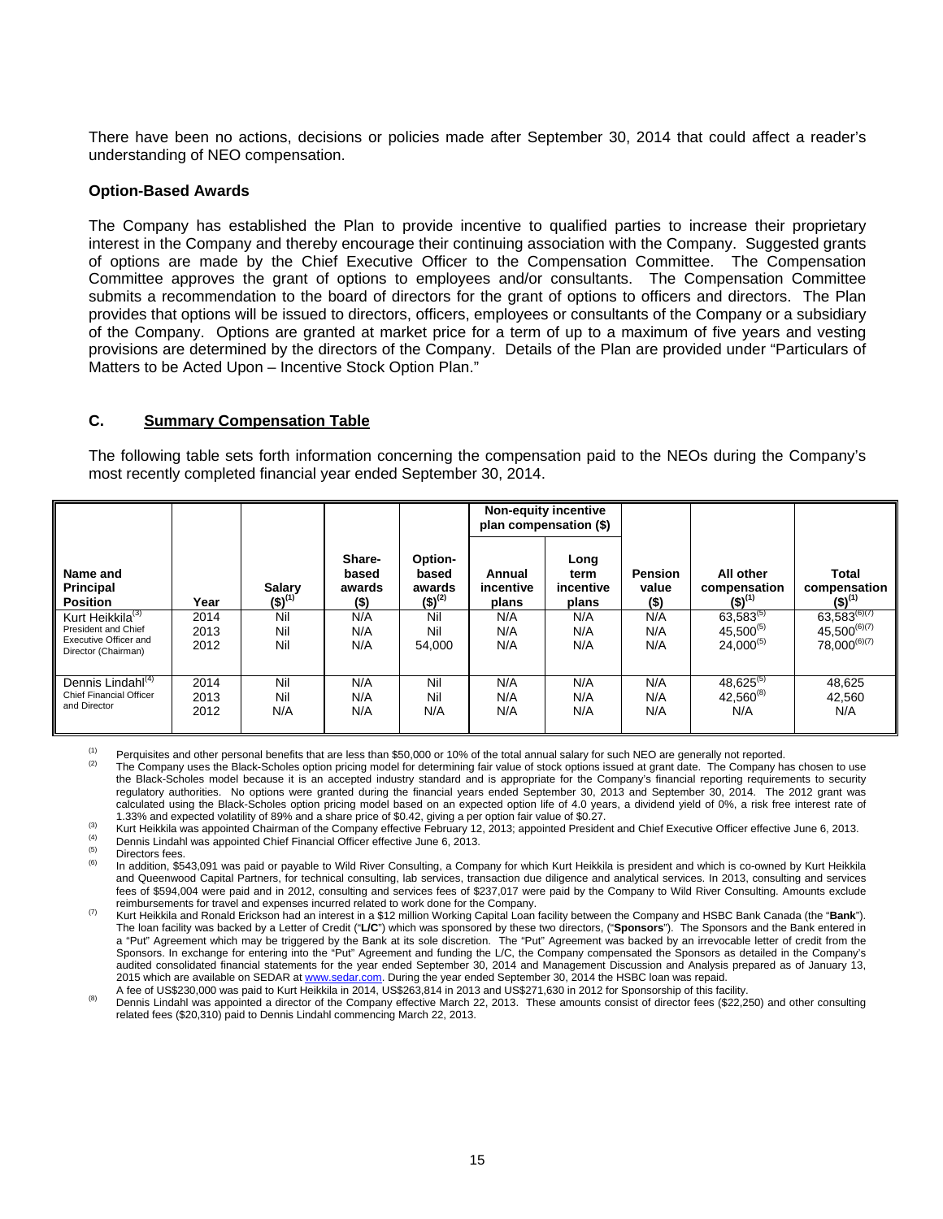There have been no actions, decisions or policies made after September 30, 2014 that could affect a reader's understanding of NEO compensation.

**Option-Based Awards**

The Company has established the Plan to provide incentive to qualified parties to increase their proprietary interest in the Company and thereby encourage their continuing association with the Company. Suggested grants of options are made by the Chief Executive Officer to the Compensation Committee. The Compensation Committee approves the grant of options to employees and/or consultants. The Compensation Committee submits a recommendation to the board of directors for the grant of options to officers and directors. The Plan provides that options will be issued to directors, officers, employees or consultants of the Company or a subsidiary of the Company. Options are granted at market price for a term of up to a maximum of five years and vesting provisions are determined by the directors of the Company. Details of the Plan are provided under "Particulars of Matters to be Acted Upon – Incentive Stock Option Plan."

## C. Summary Compensation Table

The following table sets forth information concerning the compensation paid to the NEOs during the Company's most recently completed financial year ended September 30, 2014.

| Name and Principal Position | Year | Salary ($)[1] | Share-based awards ($) | Option-based awards ($)[2] | Non-equity incentive plan compensation ($) | | Pension value ($) | All other compensation ($)[1] | Total compensation ($)[1] |
|---|---|---|---|---|---|---|---|---|---|
| | | | | | Annual incentive plans | Long term incentive plans | | | |
| Kurt Heikkila[3] President and Chief Executive Officer and Director (Chairman) | 2014 | Nil | N/A | Nil | N/A | N/A | N/A | 63,583[5] | 63,583[6][7] |
| | 2013 | Nil | N/A | Nil | N/A | N/A | N/A | 45,500[5] | 45,500[6][7] |
| | 2012 | Nil | N/A | 54,000 | N/A | N/A | N/A | 24,000[5] | 78,000[6][7] |
| Dennis Lindahl[4] Chief Financial Officer and Director | 2014 | Nil | N/A | Nil | N/A | N/A | N/A | 48,625[5] | 48,625 |
| | 2013 | Nil | N/A | Nil | N/A | N/A | N/A | 42,560[8] | 42,560 |
| | 2012 | N/A | N/A | N/A | N/A | N/A | N/A | N/A | N/A |

(1) Perquisites and other personal benefits that are less than $50,000 or 10% of the total annual salary for such NEO are generally not reported.

(2) The Company uses the Black-Scholes option pricing model for determining fair value of stock options issued at grant date. The Company has chosen to use the Black-Scholes model because it is an accepted industry standard and is appropriate for the Company's financial reporting requirements to security regulatory authorities. No options were granted during the financial years ended September 30, 2013 and September 30, 2014. The 2012 grant was calculated using the Black-Scholes option pricing model based on an expected option life of 4.0 years, a dividend yield of 0%, a risk free interest rate of 1.33% and expected volatility of 89% and a share price of $0.42, giving a per option fair value of $0.27.

(3) Kurt Heikkila was appointed Chairman of the Company effective February 12, 2013; appointed President and Chief Executive Officer effective June 6, 2013.

(4) Dennis Lindahl was appointed Chief Financial Officer effective June 6, 2013.

(5) Directors fees.

(6) In addition, $543,091 was paid or payable to Wild River Consulting, a Company for which Kurt Heikkila is president and which is co-owned by Kurt Heikkila and Queenwood Capital Partners, for technical consulting, lab services, transaction due diligence and analytical services. In 2013, consulting and services fees of $594,004 were paid and in 2012, consulting and services fees of $237,017 were paid by the Company to Wild River Consulting. Amounts exclude reimbursements for travel and expenses incurred related to work done for the Company.

(7) Kurt Heikkila and Ronald Erickson had an interest in a $12 million Working Capital Loan facility between the Company and HSBC Bank Canada (the "**Bank**"). The loan facility was backed by a Letter of Credit ("**L/C**") which was sponsored by these two directors, ("**Sponsors**"). The Sponsors and the Bank entered in a "Put" Agreement which may be triggered by the Bank at its sole discretion. The "Put" Agreement was backed by an irrevocable letter of credit from the Sponsors. In exchange for entering into the "Put" Agreement and funding the L/C, the Company compensated the Sponsors as detailed in the Company's audited consolidated financial statements for the year ended September 30, 2014 and Management Discussion and Analysis prepared as of January 13, 2015 which are available on SEDAR at www.sedar.com. During the year ended September 30, 2014 the HSBC loan was repaid. A fee of US$230,000 was paid to Kurt Heikkila in 2014, US$263,814 in 2013 and US$271,630 in 2012 for Sponsorship of this facility.

(8) Dennis Lindahl was appointed a director of the Company effective March 22, 2013. These amounts consist of director fees ($22,250) and other consulting related fees ($20,310) paid to Dennis Lindahl commencing March 22, 2013.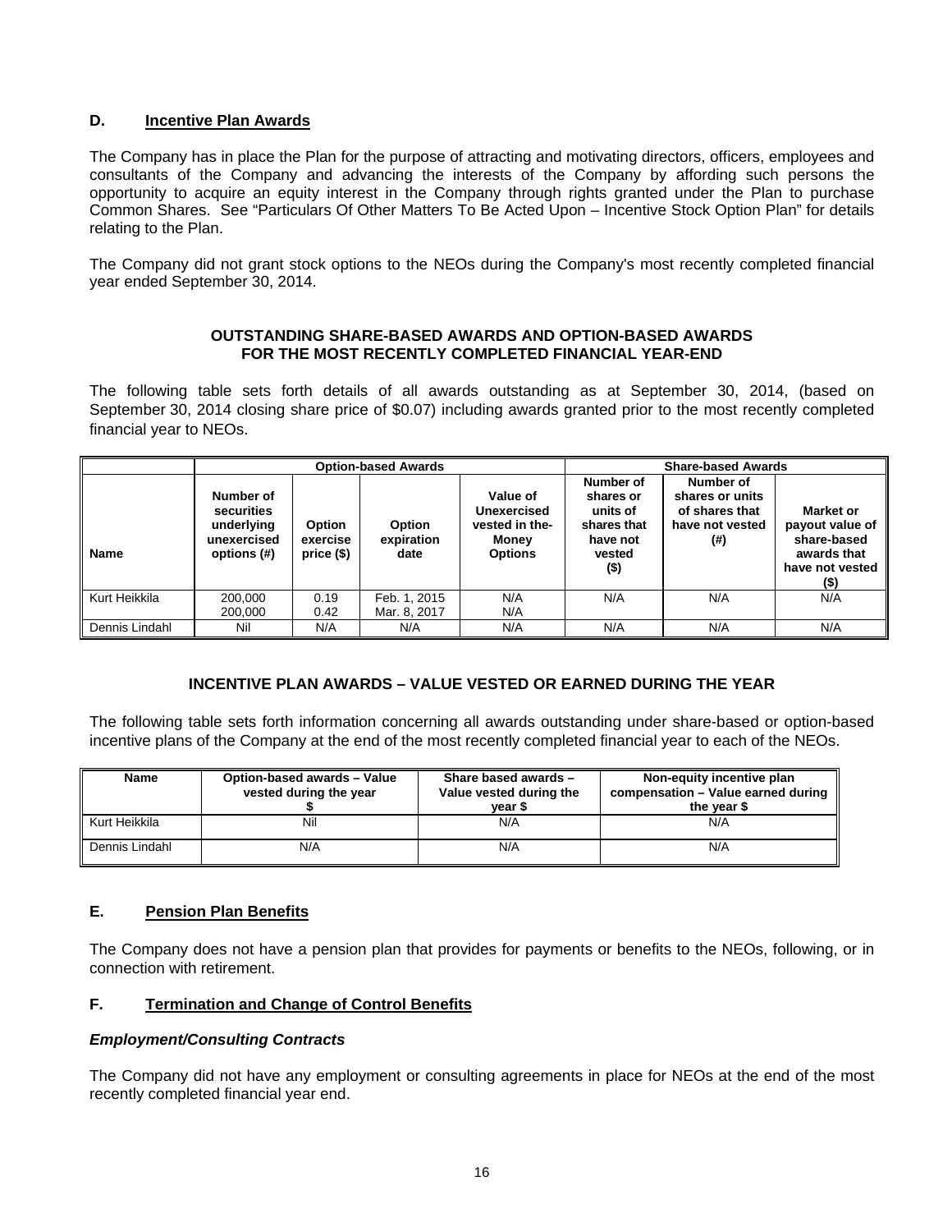### D. Incentive Plan Awards

The Company has in place the Plan for the purpose of attracting and motivating directors, officers, employees and consultants of the Company and advancing the interests of the Company by affording such persons the opportunity to acquire an equity interest in the Company through rights granted under the Plan to purchase Common Shares. See "Particulars Of Other Matters To Be Acted Upon – Incentive Stock Option Plan" for details relating to the Plan.

The Company did not grant stock options to the NEOs during the Company's most recently completed financial year ended September 30, 2014.

**OUTSTANDING SHARE-BASED AWARDS AND OPTION-BASED AWARDS FOR THE MOST RECENTLY COMPLETED FINANCIAL YEAR-END**

The following table sets forth details of all awards outstanding as at September 30, 2014, (based on September 30, 2014 closing share price of $0.07) including awards granted prior to the most recently completed financial year to NEOs.

| | Option-based Awards | | | | Share-based Awards | | |
|---|---|---|---|---|---|---|---|
| Name | Number of securities underlying unexercised options (#) | Option exercise price ($) | Option expiration date | Value of Unexercised vested in the-Money Options | Number of shares or units of shares that have not vested ($) | Number of shares or units of shares that have not vested (#) | Market or payout value of share-based awards that have not vested ($) |
| Kurt Heikkila | 200,000<br>200,000 | 0.19<br>0.42 | Feb. 1, 2015<br>Mar. 8, 2017 | N/A<br>N/A | N/A | N/A | N/A |
| Dennis Lindahl | Nil | N/A | N/A | N/A | N/A | N/A | N/A |

**INCENTIVE PLAN AWARDS – VALUE VESTED OR EARNED DURING THE YEAR**

The following table sets forth information concerning all awards outstanding under share-based or option-based incentive plans of the Company at the end of the most recently completed financial year to each of the NEOs.

| Name | Option-based awards – Value vested during the year $ | Share based awards – Value vested during the year $ | Non-equity incentive plan compensation – Value earned during the year $ |
|---|---|---|---|
| Kurt Heikkila | Nil | N/A | N/A |
| Dennis Lindahl | N/A | N/A | N/A |

### E. Pension Plan Benefits

The Company does not have a pension plan that provides for payments or benefits to the NEOs, following, or in connection with retirement.

### F. Termination and Change of Control Benefits

***Employment/Consulting Contracts***

The Company did not have any employment or consulting agreements in place for NEOs at the end of the most recently completed financial year end.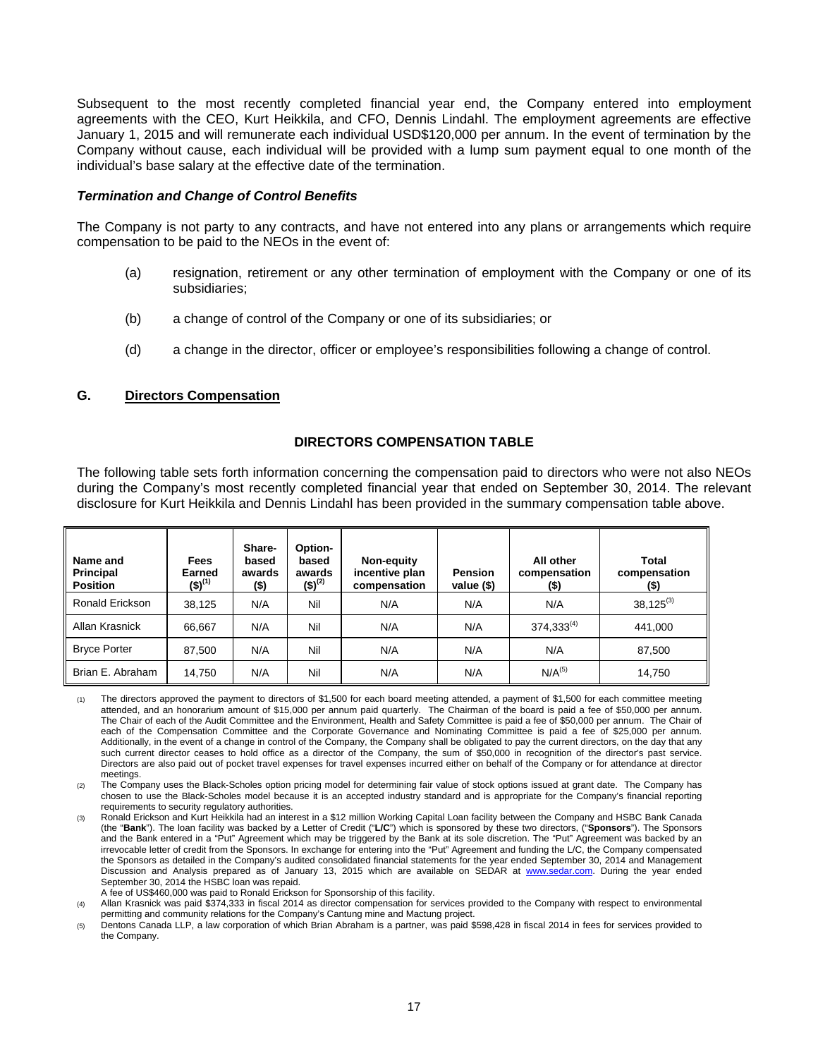Subsequent to the most recently completed financial year end, the Company entered into employment agreements with the CEO, Kurt Heikkila, and CFO, Dennis Lindahl. The employment agreements are effective January 1, 2015 and will remunerate each individual USD$120,000 per annum. In the event of termination by the Company without cause, each individual will be provided with a lump sum payment equal to one month of the individual's base salary at the effective date of the termination.

***Termination and Change of Control Benefits***

The Company is not party to any contracts, and have not entered into any plans or arrangements which require compensation to be paid to the NEOs in the event of:

(a) resignation, retirement or any other termination of employment with the Company or one of its subsidiaries;

(b) a change of control of the Company or one of its subsidiaries; or

(d) a change in the director, officer or employee's responsibilities following a change of control.

## G. Directors Compensation

### DIRECTORS COMPENSATION TABLE

The following table sets forth information concerning the compensation paid to directors who were not also NEOs during the Company's most recently completed financial year that ended on September 30, 2014. The relevant disclosure for Kurt Heikkila and Dennis Lindahl has been provided in the summary compensation table above.

| Name and Principal Position | Fees Earned ($)(1) | Share-based awards ($) | Option-based awards ($)(2) | Non-equity incentive plan compensation | Pension value ($) | All other compensation ($) | Total compensation ($) |
|---|---|---|---|---|---|---|---|
| Ronald Erickson | 38,125 | N/A | Nil | N/A | N/A | N/A | 38,125(3) |
| Allan Krasnick | 66,667 | N/A | Nil | N/A | N/A | 374,333(4) | 441,000 |
| Bryce Porter | 87,500 | N/A | Nil | N/A | N/A | N/A | 87,500 |
| Brian E. Abraham | 14,750 | N/A | Nil | N/A | N/A | N/A(5) | 14,750 |

(1) The directors approved the payment to directors of $1,500 for each board meeting attended, a payment of $1,500 for each committee meeting attended, and an honorarium amount of $15,000 per annum paid quarterly. The Chairman of the board is paid a fee of $50,000 per annum. The Chair of each of the Audit Committee and the Environment, Health and Safety Committee is paid a fee of $50,000 per annum. The Chair of each of the Compensation Committee and the Corporate Governance and Nominating Committee is paid a fee of $25,000 per annum. Additionally, in the event of a change in control of the Company, the Company shall be obligated to pay the current directors, on the day that any such current director ceases to hold office as a director of the Company, the sum of $50,000 in recognition of the director's past service. Directors are also paid out of pocket travel expenses for travel expenses incurred either on behalf of the Company or for attendance at director meetings.

(2) The Company uses the Black-Scholes option pricing model for determining fair value of stock options issued at grant date. The Company has chosen to use the Black-Scholes model because it is an accepted industry standard and is appropriate for the Company's financial reporting requirements to security regulatory authorities.

(3) Ronald Erickson and Kurt Heikkila had an interest in a $12 million Working Capital Loan facility between the Company and HSBC Bank Canada (the "**Bank**"). The loan facility was backed by a Letter of Credit ("**L/C**") which is sponsored by these two directors, ("**Sponsors**"). The Sponsors and the Bank entered in a "Put" Agreement which may be triggered by the Bank at its sole discretion. The "Put" Agreement was backed by an irrevocable letter of credit from the Sponsors. In exchange for entering into the "Put" Agreement and funding the L/C, the Company compensated the Sponsors as detailed in the Company's audited consolidated financial statements for the year ended September 30, 2014 and Management Discussion and Analysis prepared as of January 13, 2015 which are available on SEDAR at www.sedar.com. During the year ended September 30, 2014 the HSBC loan was repaid.
A fee of US$460,000 was paid to Ronald Erickson for Sponsorship of this facility.

(4) Allan Krasnick was paid $374,333 in fiscal 2014 as director compensation for services provided to the Company with respect to environmental permitting and community relations for the Company's Cantung mine and Mactung project.

(5) Dentons Canada LLP, a law corporation of which Brian Abraham is a partner, was paid $598,428 in fiscal 2014 in fees for services provided to the Company.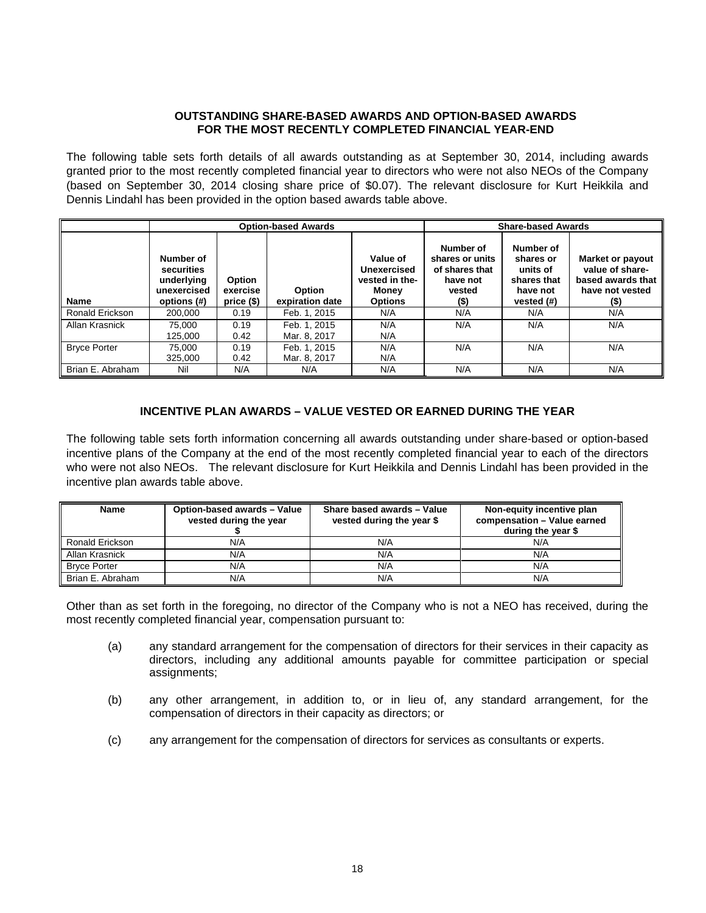## OUTSTANDING SHARE-BASED AWARDS AND OPTION-BASED AWARDS FOR THE MOST RECENTLY COMPLETED FINANCIAL YEAR-END

The following table sets forth details of all awards outstanding as at September 30, 2014, including awards granted prior to the most recently completed financial year to directors who were not also NEOs of the Company (based on September 30, 2014 closing share price of $0.07). The relevant disclosure for Kurt Heikkila and Dennis Lindahl has been provided in the option based awards table above.

| | Option-based Awards | | | | Share-based Awards | | |
|---|---|---|---|---|---|---|---|
| **Name** | **Number of securities underlying unexercised options (#)** | **Option exercise price ($)** | **Option expiration date** | **Value of Unexercised vested in-the-Money Options** | **Number of shares or units of shares that have not vested ($)** | **Number of shares or units of shares that have not vested (#)** | **Market or payout value of share-based awards that have not vested ($)** |
| Ronald Erickson | 200,000 | 0.19 | Feb. 1, 2015 | N/A | N/A | N/A | N/A |
| Allan Krasnick | 75,000<br>125,000 | 0.19<br>0.42 | Feb. 1, 2015<br>Mar. 8, 2017 | N/A<br>N/A | N/A | N/A | N/A |
| Bryce Porter | 75,000<br>325,000 | 0.19<br>0.42 | Feb. 1, 2015<br>Mar. 8, 2017 | N/A<br>N/A | N/A | N/A | N/A |
| Brian E. Abraham | Nil | N/A | N/A | N/A | N/A | N/A | N/A |

## INCENTIVE PLAN AWARDS – VALUE VESTED OR EARNED DURING THE YEAR

The following table sets forth information concerning all awards outstanding under share-based or option-based incentive plans of the Company at the end of the most recently completed financial year to each of the directors who were not also NEOs. The relevant disclosure for Kurt Heikkila and Dennis Lindahl has been provided in the incentive plan awards table above.

| Name | Option-based awards – Value vested during the year $ | Share based awards – Value vested during the year $ | Non-equity incentive plan compensation – Value earned during the year $ |
|---|---|---|---|
| Ronald Erickson | N/A | N/A | N/A |
| Allan Krasnick | N/A | N/A | N/A |
| Bryce Porter | N/A | N/A | N/A |
| Brian E. Abraham | N/A | N/A | N/A |

Other than as set forth in the foregoing, no director of the Company who is not a NEO has received, during the most recently completed financial year, compensation pursuant to:

(a) any standard arrangement for the compensation of directors for their services in their capacity as directors, including any additional amounts payable for committee participation or special assignments;

(b) any other arrangement, in addition to, or in lieu of, any standard arrangement, for the compensation of directors in their capacity as directors; or

(c) any arrangement for the compensation of directors for services as consultants or experts.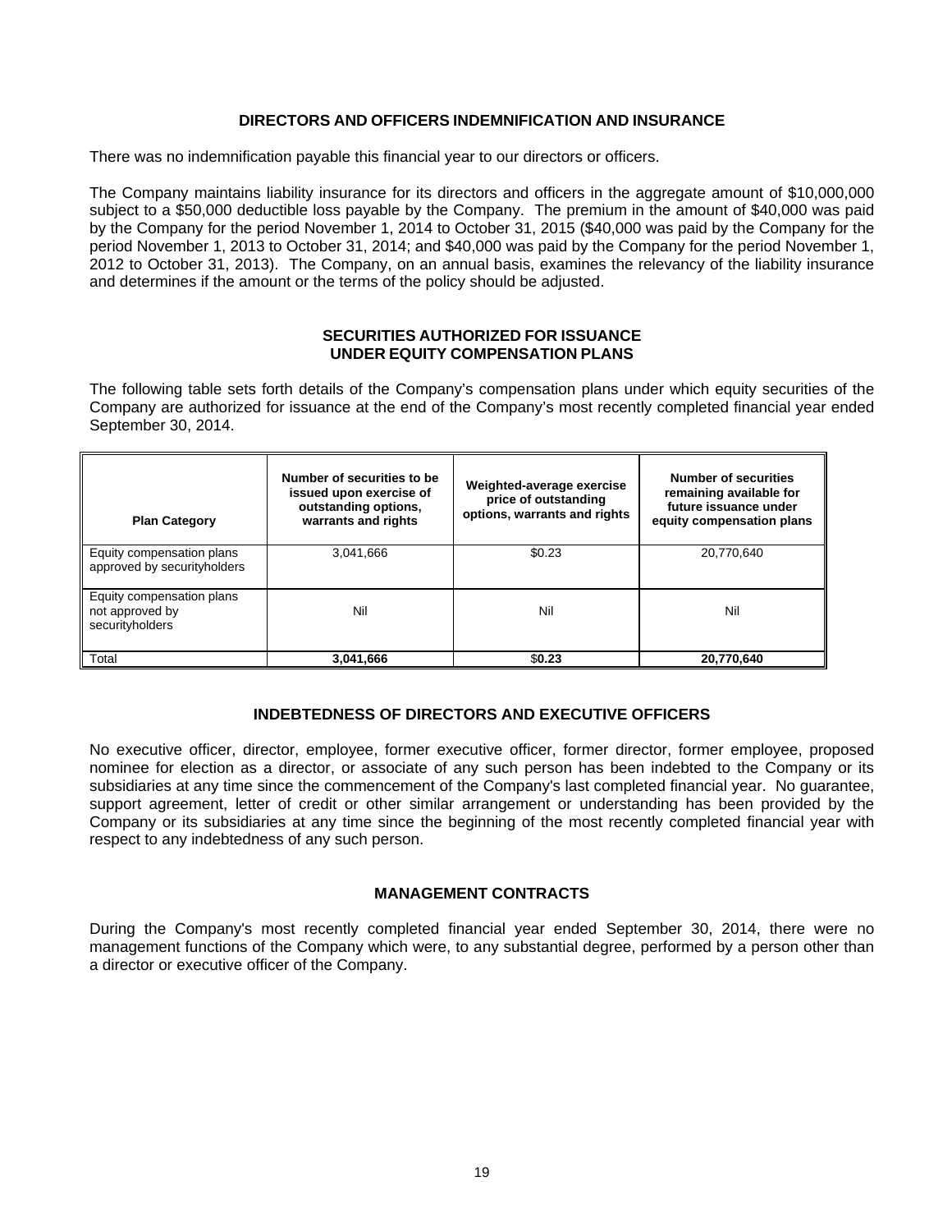## DIRECTORS AND OFFICERS INDEMNIFICATION AND INSURANCE

There was no indemnification payable this financial year to our directors or officers.

The Company maintains liability insurance for its directors and officers in the aggregate amount of $10,000,000 subject to a $50,000 deductible loss payable by the Company. The premium in the amount of $40,000 was paid by the Company for the period November 1, 2014 to October 31, 2015 ($40,000 was paid by the Company for the period November 1, 2013 to October 31, 2014; and $40,000 was paid by the Company for the period November 1, 2012 to October 31, 2013). The Company, on an annual basis, examines the relevancy of the liability insurance and determines if the amount or the terms of the policy should be adjusted.

## SECURITIES AUTHORIZED FOR ISSUANCE UNDER EQUITY COMPENSATION PLANS

The following table sets forth details of the Company's compensation plans under which equity securities of the Company are authorized for issuance at the end of the Company's most recently completed financial year ended September 30, 2014.

| Plan Category | Number of securities to be issued upon exercise of outstanding options, warrants and rights | Weighted-average exercise price of outstanding options, warrants and rights | Number of securities remaining available for future issuance under equity compensation plans |
|---|---|---|---|
| Equity compensation plans approved by securityholders | 3,041,666 | $0.23 | 20,770,640 |
| Equity compensation plans not approved by securityholders | Nil | Nil | Nil |
| Total | **3,041,666** | $**0.23** | **20,770,640** |

## INDEBTEDNESS OF DIRECTORS AND EXECUTIVE OFFICERS

No executive officer, director, employee, former executive officer, former director, former employee, proposed nominee for election as a director, or associate of any such person has been indebted to the Company or its subsidiaries at any time since the commencement of the Company's last completed financial year. No guarantee, support agreement, letter of credit or other similar arrangement or understanding has been provided by the Company or its subsidiaries at any time since the beginning of the most recently completed financial year with respect to any indebtedness of any such person.

## MANAGEMENT CONTRACTS

During the Company's most recently completed financial year ended September 30, 2014, there were no management functions of the Company which were, to any substantial degree, performed by a person other than a director or executive officer of the Company.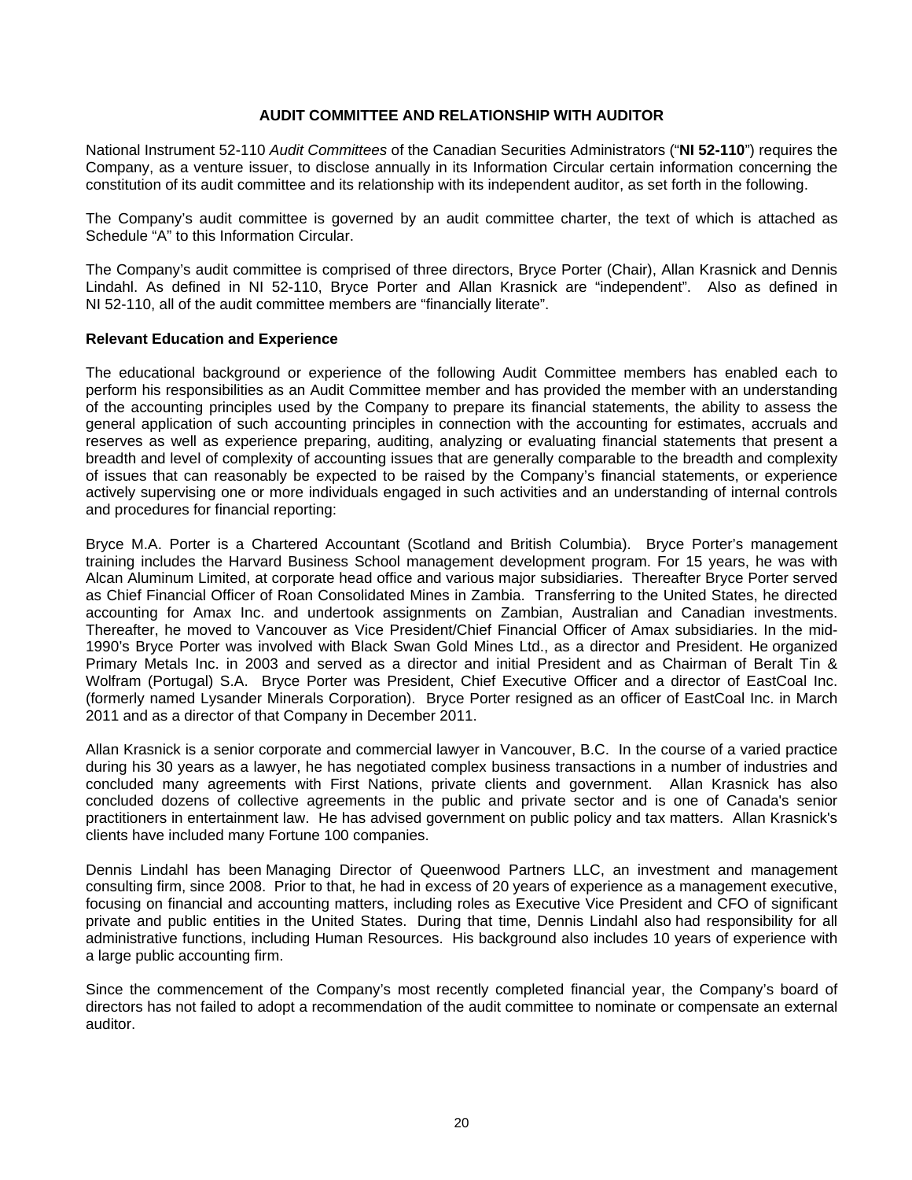## AUDIT COMMITTEE AND RELATIONSHIP WITH AUDITOR

National Instrument 52-110 *Audit Committees* of the Canadian Securities Administrators ("**NI 52-110**") requires the Company, as a venture issuer, to disclose annually in its Information Circular certain information concerning the constitution of its audit committee and its relationship with its independent auditor, as set forth in the following.

The Company's audit committee is governed by an audit committee charter, the text of which is attached as Schedule "A" to this Information Circular.

The Company's audit committee is comprised of three directors, Bryce Porter (Chair), Allan Krasnick and Dennis Lindahl. As defined in NI 52-110, Bryce Porter and Allan Krasnick are "independent". Also as defined in NI 52-110, all of the audit committee members are "financially literate".

### Relevant Education and Experience

The educational background or experience of the following Audit Committee members has enabled each to perform his responsibilities as an Audit Committee member and has provided the member with an understanding of the accounting principles used by the Company to prepare its financial statements, the ability to assess the general application of such accounting principles in connection with the accounting for estimates, accruals and reserves as well as experience preparing, auditing, analyzing or evaluating financial statements that present a breadth and level of complexity of accounting issues that are generally comparable to the breadth and complexity of issues that can reasonably be expected to be raised by the Company's financial statements, or experience actively supervising one or more individuals engaged in such activities and an understanding of internal controls and procedures for financial reporting:

Bryce M.A. Porter is a Chartered Accountant (Scotland and British Columbia). Bryce Porter's management training includes the Harvard Business School management development program. For 15 years, he was with Alcan Aluminum Limited, at corporate head office and various major subsidiaries. Thereafter Bryce Porter served as Chief Financial Officer of Roan Consolidated Mines in Zambia. Transferring to the United States, he directed accounting for Amax Inc. and undertook assignments on Zambian, Australian and Canadian investments. Thereafter, he moved to Vancouver as Vice President/Chief Financial Officer of Amax subsidiaries. In the mid-1990's Bryce Porter was involved with Black Swan Gold Mines Ltd., as a director and President. He organized Primary Metals Inc. in 2003 and served as a director and initial President and as Chairman of Beralt Tin & Wolfram (Portugal) S.A. Bryce Porter was President, Chief Executive Officer and a director of EastCoal Inc. (formerly named Lysander Minerals Corporation). Bryce Porter resigned as an officer of EastCoal Inc. in March 2011 and as a director of that Company in December 2011.

Allan Krasnick is a senior corporate and commercial lawyer in Vancouver, B.C. In the course of a varied practice during his 30 years as a lawyer, he has negotiated complex business transactions in a number of industries and concluded many agreements with First Nations, private clients and government. Allan Krasnick has also concluded dozens of collective agreements in the public and private sector and is one of Canada's senior practitioners in entertainment law. He has advised government on public policy and tax matters. Allan Krasnick's clients have included many Fortune 100 companies.

Dennis Lindahl has been Managing Director of Queenwood Partners LLC, an investment and management consulting firm, since 2008. Prior to that, he had in excess of 20 years of experience as a management executive, focusing on financial and accounting matters, including roles as Executive Vice President and CFO of significant private and public entities in the United States. During that time, Dennis Lindahl also had responsibility for all administrative functions, including Human Resources. His background also includes 10 years of experience with a large public accounting firm.

Since the commencement of the Company's most recently completed financial year, the Company's board of directors has not failed to adopt a recommendation of the audit committee to nominate or compensate an external auditor.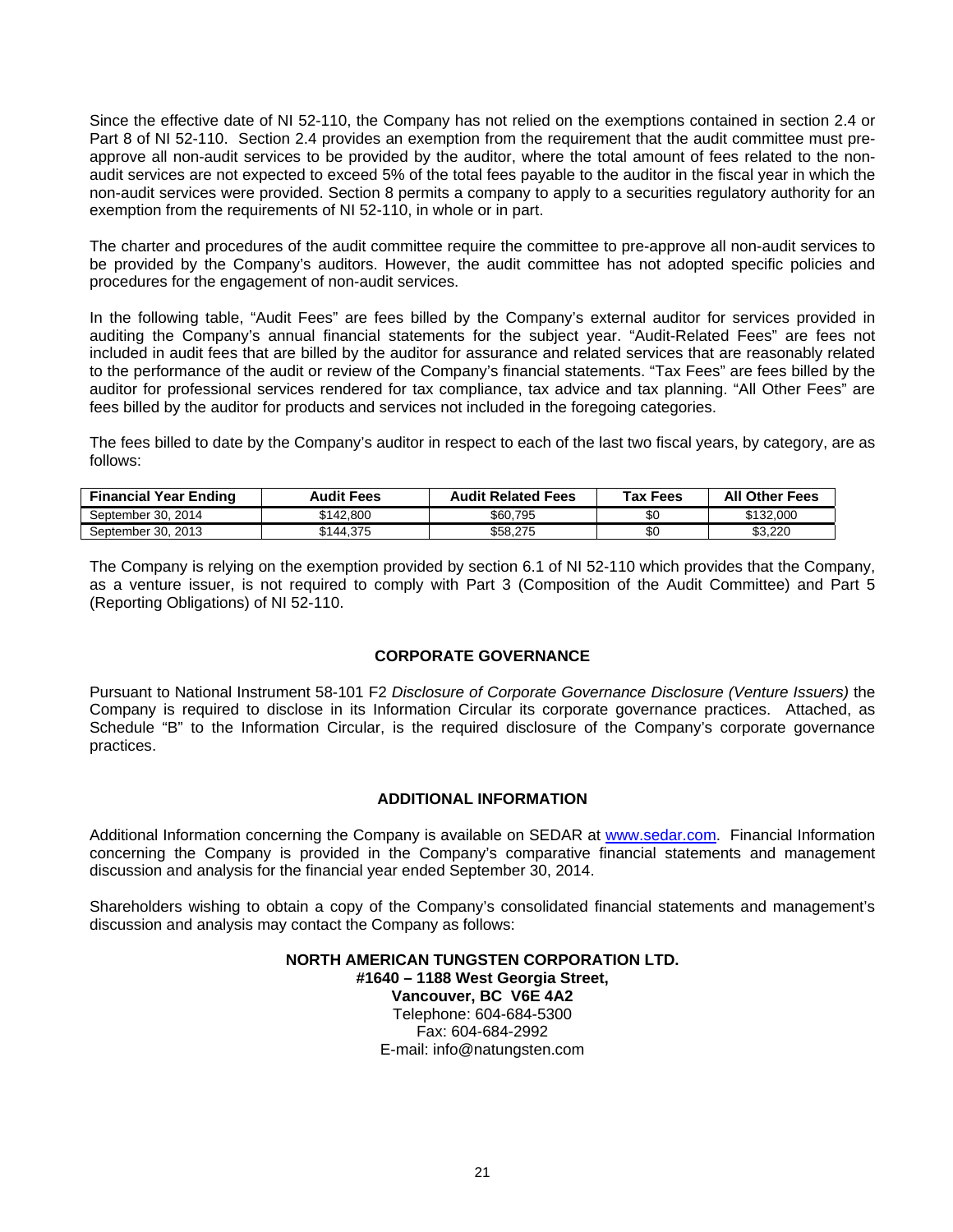Since the effective date of NI 52-110, the Company has not relied on the exemptions contained in section 2.4 or Part 8 of NI 52-110. Section 2.4 provides an exemption from the requirement that the audit committee must pre-approve all non-audit services to be provided by the auditor, where the total amount of fees related to the non-audit services are not expected to exceed 5% of the total fees payable to the auditor in the fiscal year in which the non-audit services were provided. Section 8 permits a company to apply to a securities regulatory authority for an exemption from the requirements of NI 52-110, in whole or in part.

The charter and procedures of the audit committee require the committee to pre-approve all non-audit services to be provided by the Company's auditors. However, the audit committee has not adopted specific policies and procedures for the engagement of non-audit services.

In the following table, "Audit Fees" are fees billed by the Company's external auditor for services provided in auditing the Company's annual financial statements for the subject year. "Audit-Related Fees" are fees not included in audit fees that are billed by the auditor for assurance and related services that are reasonably related to the performance of the audit or review of the Company's financial statements. "Tax Fees" are fees billed by the auditor for professional services rendered for tax compliance, tax advice and tax planning. "All Other Fees" are fees billed by the auditor for products and services not included in the foregoing categories.

The fees billed to date by the Company's auditor in respect to each of the last two fiscal years, by category, are as follows:

| Financial Year Ending | Audit Fees | Audit Related Fees | Tax Fees | All Other Fees |
|---|---|---|---|---|
| September 30, 2014 | $142,800 | $60,795 | $0 | $132,000 |
| September 30, 2013 | $144,375 | $58,275 | $0 | $3,220 |

The Company is relying on the exemption provided by section 6.1 of NI 52-110 which provides that the Company, as a venture issuer, is not required to comply with Part 3 (Composition of the Audit Committee) and Part 5 (Reporting Obligations) of NI 52-110.

## CORPORATE GOVERNANCE

Pursuant to National Instrument 58-101 F2 *Disclosure of Corporate Governance Disclosure (Venture Issuers)* the Company is required to disclose in its Information Circular its corporate governance practices. Attached, as Schedule "B" to the Information Circular, is the required disclosure of the Company's corporate governance practices.

## ADDITIONAL INFORMATION

Additional Information concerning the Company is available on SEDAR at www.sedar.com. Financial Information concerning the Company is provided in the Company's comparative financial statements and management discussion and analysis for the financial year ended September 30, 2014.

Shareholders wishing to obtain a copy of the Company's consolidated financial statements and management's discussion and analysis may contact the Company as follows:

**NORTH AMERICAN TUNGSTEN CORPORATION LTD.**
**#1640 – 1188 West Georgia Street,**
**Vancouver, BC V6E 4A2**
Telephone: 604-684-5300
Fax: 604-684-2992
E-mail: info@natungsten.com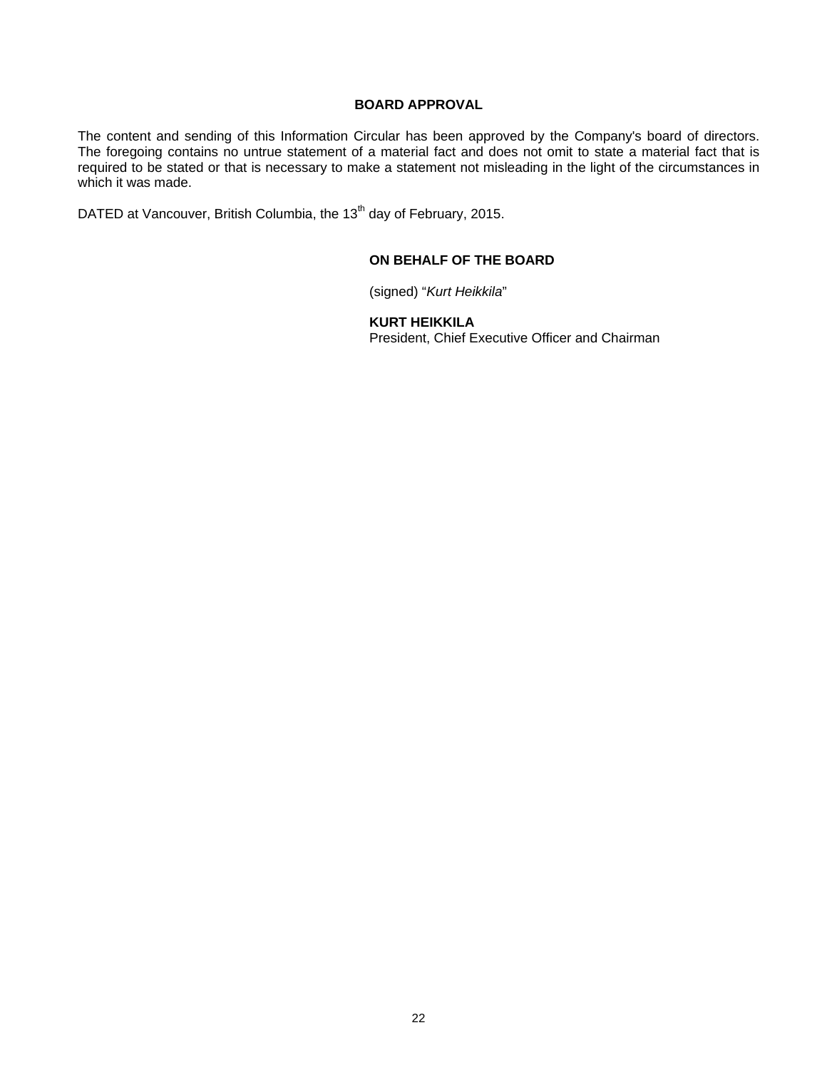## BOARD APPROVAL

The content and sending of this Information Circular has been approved by the Company's board of directors. The foregoing contains no untrue statement of a material fact and does not omit to state a material fact that is required to be stated or that is necessary to make a statement not misleading in the light of the circumstances in which it was made.

DATED at Vancouver, British Columbia, the 13th day of February, 2015.

**ON BEHALF OF THE BOARD**

(signed) "*Kurt Heikkila*"

**KURT HEIKKILA**
President, Chief Executive Officer and Chairman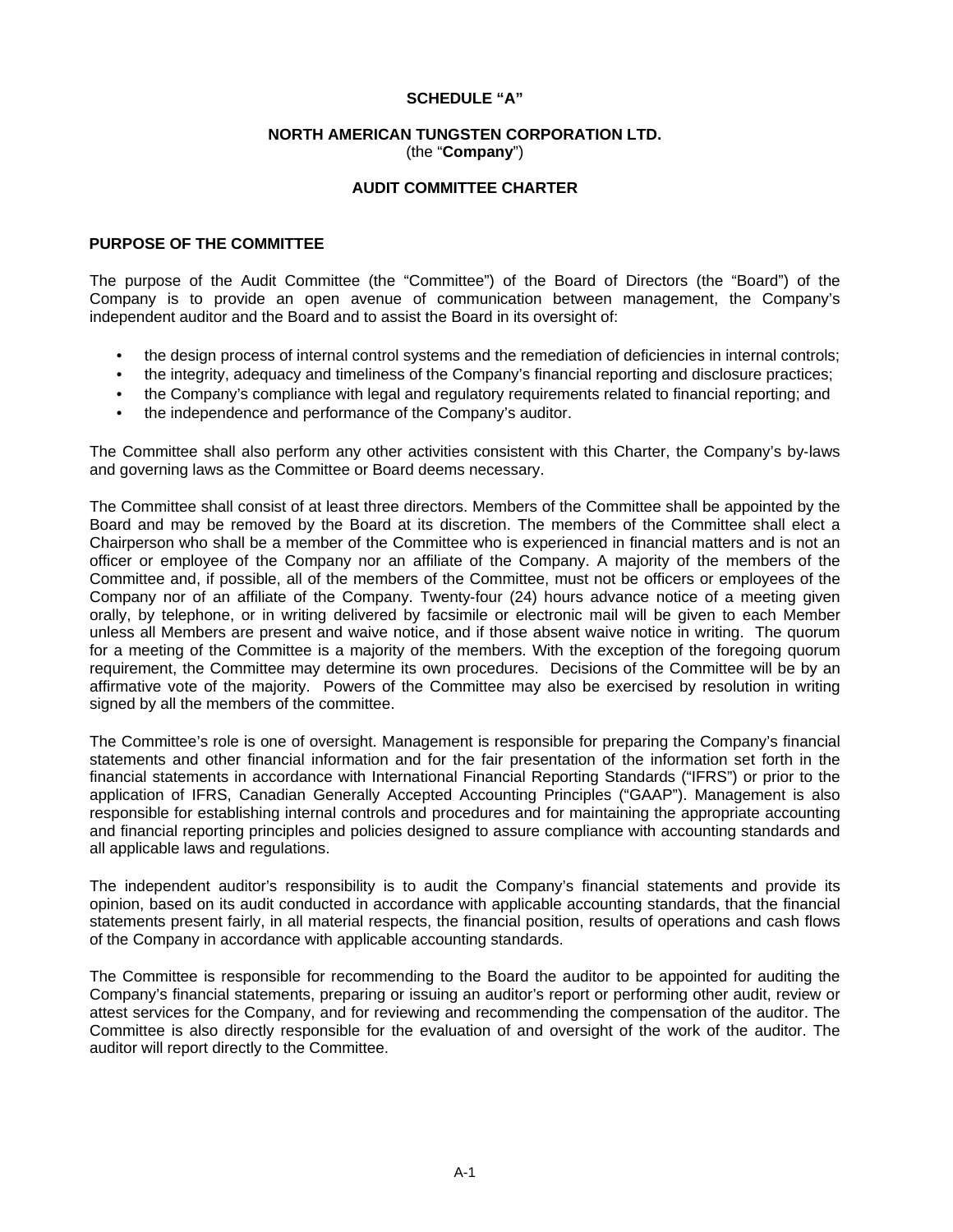**SCHEDULE "A"**

**NORTH AMERICAN TUNGSTEN CORPORATION LTD.**
(the "**Company**")

**AUDIT COMMITTEE CHARTER**

## PURPOSE OF THE COMMITTEE

The purpose of the Audit Committee (the "Committee") of the Board of Directors (the "Board") of the Company is to provide an open avenue of communication between management, the Company's independent auditor and the Board and to assist the Board in its oversight of:

- the design process of internal control systems and the remediation of deficiencies in internal controls;
- the integrity, adequacy and timeliness of the Company's financial reporting and disclosure practices;
- the Company's compliance with legal and regulatory requirements related to financial reporting; and
- the independence and performance of the Company's auditor.

The Committee shall also perform any other activities consistent with this Charter, the Company's by-laws and governing laws as the Committee or Board deems necessary.

The Committee shall consist of at least three directors. Members of the Committee shall be appointed by the Board and may be removed by the Board at its discretion. The members of the Committee shall elect a Chairperson who shall be a member of the Committee who is experienced in financial matters and is not an officer or employee of the Company nor an affiliate of the Company. A majority of the members of the Committee and, if possible, all of the members of the Committee, must not be officers or employees of the Company nor of an affiliate of the Company. Twenty-four (24) hours advance notice of a meeting given orally, by telephone, or in writing delivered by facsimile or electronic mail will be given to each Member unless all Members are present and waive notice, and if those absent waive notice in writing. The quorum for a meeting of the Committee is a majority of the members. With the exception of the foregoing quorum requirement, the Committee may determine its own procedures. Decisions of the Committee will be by an affirmative vote of the majority. Powers of the Committee may also be exercised by resolution in writing signed by all the members of the committee.

The Committee's role is one of oversight. Management is responsible for preparing the Company's financial statements and other financial information and for the fair presentation of the information set forth in the financial statements in accordance with International Financial Reporting Standards ("IFRS") or prior to the application of IFRS, Canadian Generally Accepted Accounting Principles ("GAAP"). Management is also responsible for establishing internal controls and procedures and for maintaining the appropriate accounting and financial reporting principles and policies designed to assure compliance with accounting standards and all applicable laws and regulations.

The independent auditor's responsibility is to audit the Company's financial statements and provide its opinion, based on its audit conducted in accordance with applicable accounting standards, that the financial statements present fairly, in all material respects, the financial position, results of operations and cash flows of the Company in accordance with applicable accounting standards.

The Committee is responsible for recommending to the Board the auditor to be appointed for auditing the Company's financial statements, preparing or issuing an auditor's report or performing other audit, review or attest services for the Company, and for reviewing and recommending the compensation of the auditor. The Committee is also directly responsible for the evaluation of and oversight of the work of the auditor. The auditor will report directly to the Committee.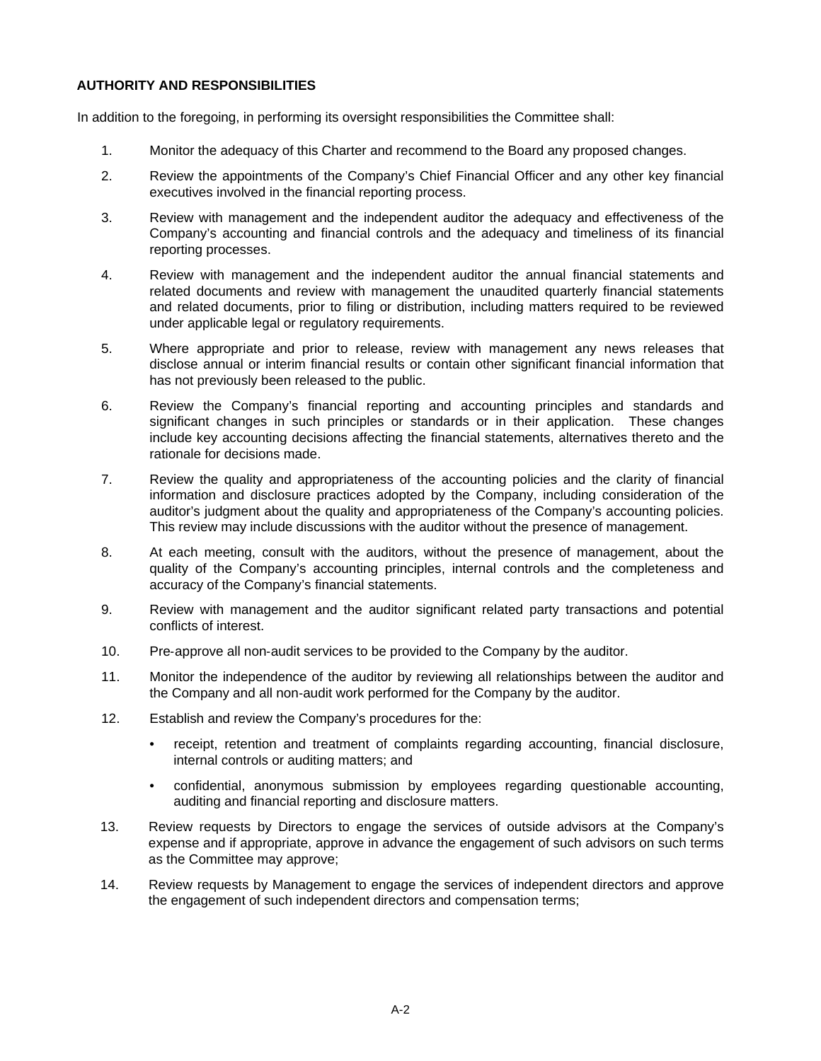## AUTHORITY AND RESPONSIBILITIES

In addition to the foregoing, in performing its oversight responsibilities the Committee shall:

1. Monitor the adequacy of this Charter and recommend to the Board any proposed changes.
2. Review the appointments of the Company's Chief Financial Officer and any other key financial executives involved in the financial reporting process.
3. Review with management and the independent auditor the adequacy and effectiveness of the Company's accounting and financial controls and the adequacy and timeliness of its financial reporting processes.
4. Review with management and the independent auditor the annual financial statements and related documents and review with management the unaudited quarterly financial statements and related documents, prior to filing or distribution, including matters required to be reviewed under applicable legal or regulatory requirements.
5. Where appropriate and prior to release, review with management any news releases that disclose annual or interim financial results or contain other significant financial information that has not previously been released to the public.
6. Review the Company's financial reporting and accounting principles and standards and significant changes in such principles or standards or in their application. These changes include key accounting decisions affecting the financial statements, alternatives thereto and the rationale for decisions made.
7. Review the quality and appropriateness of the accounting policies and the clarity of financial information and disclosure practices adopted by the Company, including consideration of the auditor's judgment about the quality and appropriateness of the Company's accounting policies. This review may include discussions with the auditor without the presence of management.
8. At each meeting, consult with the auditors, without the presence of management, about the quality of the Company's accounting principles, internal controls and the completeness and accuracy of the Company's financial statements.
9. Review with management and the auditor significant related party transactions and potential conflicts of interest.
10. Pre-approve all non-audit services to be provided to the Company by the auditor.
11. Monitor the independence of the auditor by reviewing all relationships between the auditor and the Company and all non-audit work performed for the Company by the auditor.
12. Establish and review the Company's procedures for the:
    - receipt, retention and treatment of complaints regarding accounting, financial disclosure, internal controls or auditing matters; and
    - confidential, anonymous submission by employees regarding questionable accounting, auditing and financial reporting and disclosure matters.
13. Review requests by Directors to engage the services of outside advisors at the Company's expense and if appropriate, approve in advance the engagement of such advisors on such terms as the Committee may approve;
14. Review requests by Management to engage the services of independent directors and approve the engagement of such independent directors and compensation terms;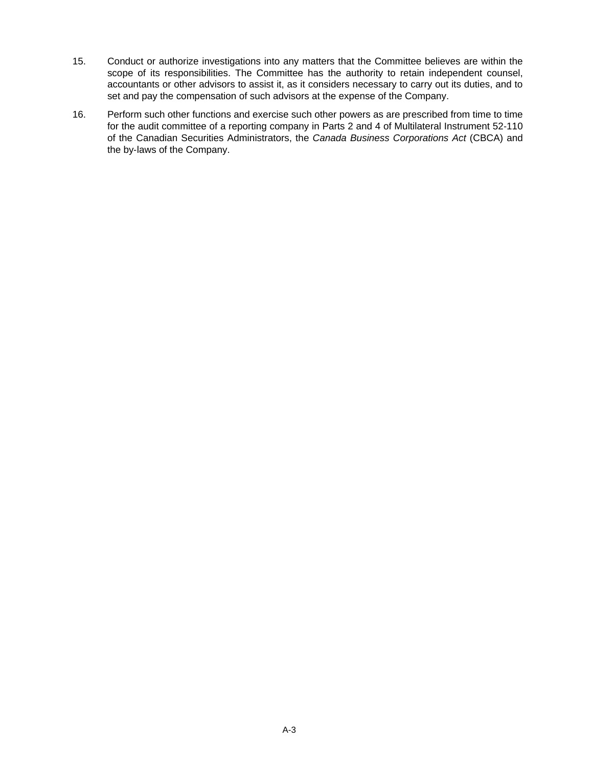15. Conduct or authorize investigations into any matters that the Committee believes are within the scope of its responsibilities. The Committee has the authority to retain independent counsel, accountants or other advisors to assist it, as it considers necessary to carry out its duties, and to set and pay the compensation of such advisors at the expense of the Company.

16. Perform such other functions and exercise such other powers as are prescribed from time to time for the audit committee of a reporting company in Parts 2 and 4 of Multilateral Instrument 52-110 of the Canadian Securities Administrators, the *Canada Business Corporations Act* (CBCA) and the by-laws of the Company.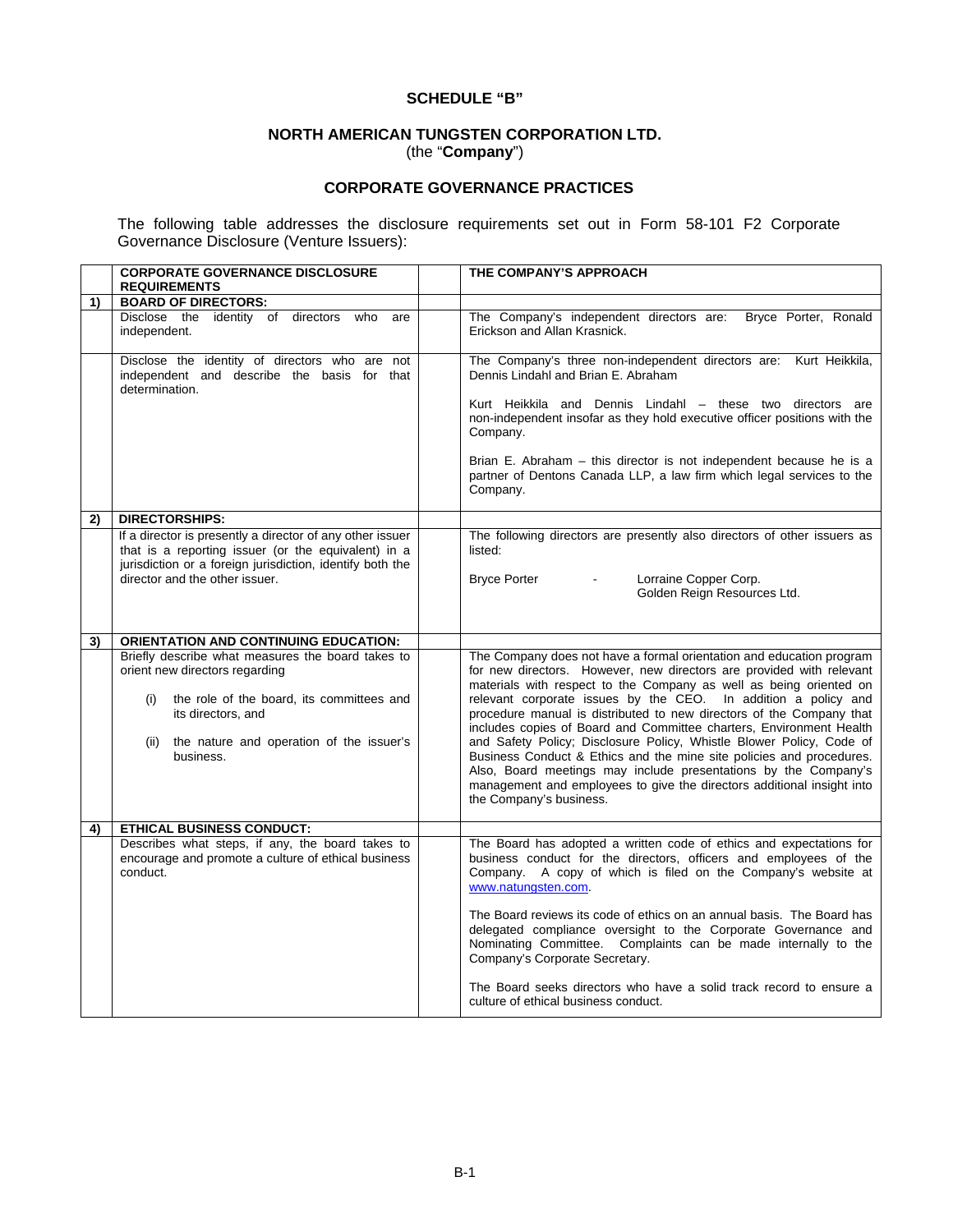**SCHEDULE "B"**

**NORTH AMERICAN TUNGSTEN CORPORATION LTD.**
(the "**Company**")

**CORPORATE GOVERNANCE PRACTICES**

The following table addresses the disclosure requirements set out in Form 58-101 F2 Corporate Governance Disclosure (Venture Issuers):

| | CORPORATE GOVERNANCE DISCLOSURE REQUIREMENTS | | THE COMPANY'S APPROACH |
|---|---|---|---|
| **1)** | **BOARD OF DIRECTORS:** | | |
| | Disclose the identity of directors who are independent. | | The Company's independent directors are: Bryce Porter, Ronald Erickson and Allan Krasnick. |
| | Disclose the identity of directors who are not independent and describe the basis for that determination. | | The Company's three non-independent directors are: Kurt Heikkila, Dennis Lindahl and Brian E. Abraham<br><br>Kurt Heikkila and Dennis Lindahl – these two directors are non-independent insofar as they hold executive officer positions with the Company.<br><br>Brian E. Abraham – this director is not independent because he is a partner of Dentons Canada LLP, a law firm which legal services to the Company. |
| **2)** | **DIRECTORSHIPS:** | | |
| | If a director is presently a director of any other issuer that is a reporting issuer (or the equivalent) in a jurisdiction or a foreign jurisdiction, identify both the director and the other issuer. | | The following directors are presently also directors of other issuers as listed:<br><br>Bryce Porter - Lorraine Copper Corp.<br>Golden Reign Resources Ltd. |
| **3)** | **ORIENTATION AND CONTINUING EDUCATION:** | | |
| | Briefly describe what measures the board takes to orient new directors regarding<br><br>(i) the role of the board, its committees and its directors, and<br><br>(ii) the nature and operation of the issuer's business. | | The Company does not have a formal orientation and education program for new directors. However, new directors are provided with relevant materials with respect to the Company as well as being oriented on relevant corporate issues by the CEO. In addition a policy and procedure manual is distributed to new directors of the Company that includes copies of Board and Committee charters, Environment Health and Safety Policy; Disclosure Policy, Whistle Blower Policy, Code of Business Conduct & Ethics and the mine site policies and procedures. Also, Board meetings may include presentations by the Company's management and employees to give the directors additional insight into the Company's business. |
| **4)** | **ETHICAL BUSINESS CONDUCT:** | | |
| | Describes what steps, if any, the board takes to encourage and promote a culture of ethical business conduct. | | The Board has adopted a written code of ethics and expectations for business conduct for the directors, officers and employees of the Company. A copy of which is filed on the Company's website at www.natungsten.com.<br><br>The Board reviews its code of ethics on an annual basis. The Board has delegated compliance oversight to the Corporate Governance and Nominating Committee. Complaints can be made internally to the Company's Corporate Secretary.<br><br>The Board seeks directors who have a solid track record to ensure a culture of ethical business conduct. |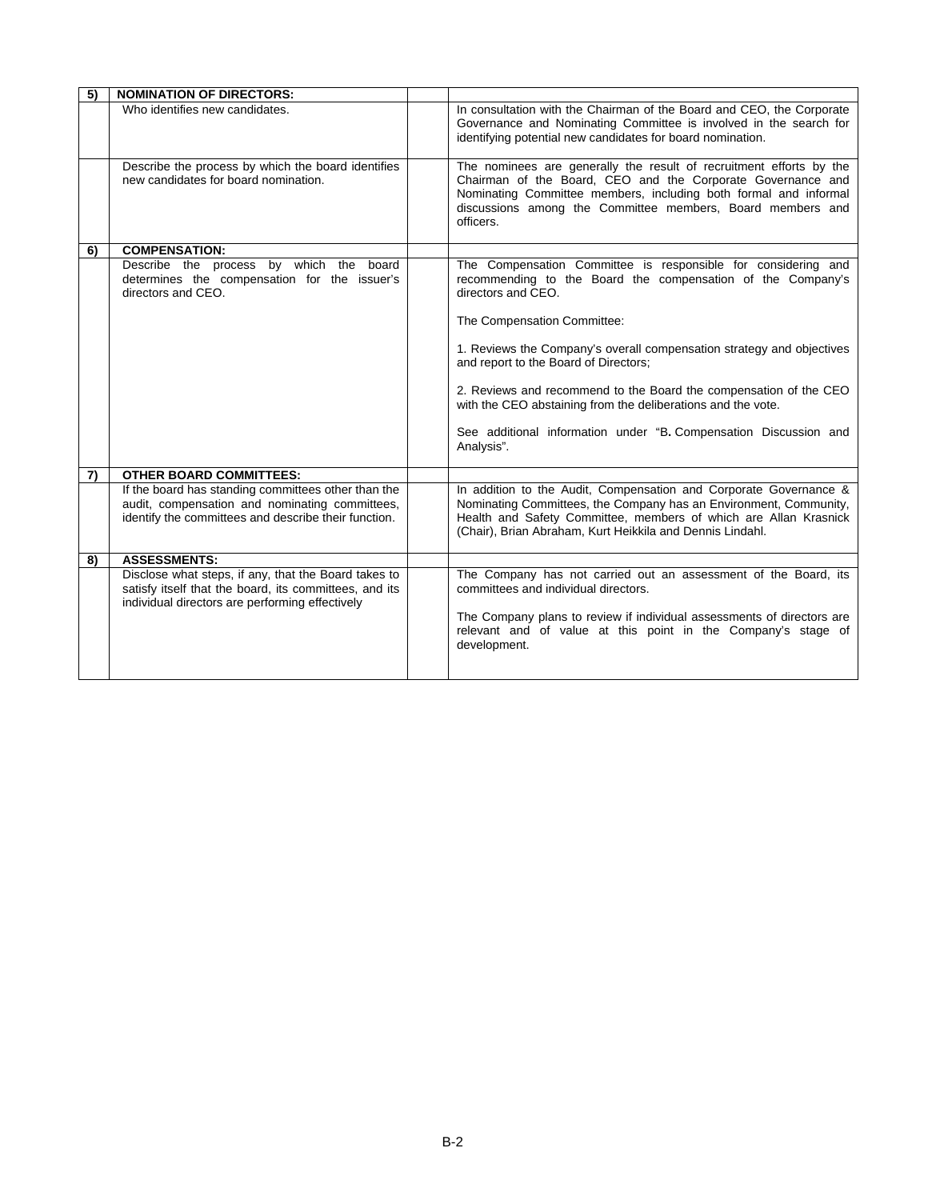| | | | |
|---|---|---|---|
| 5) | **NOMINATION OF DIRECTORS:** | | |
| | Who identifies new candidates. | | In consultation with the Chairman of the Board and CEO, the Corporate Governance and Nominating Committee is involved in the search for identifying potential new candidates for board nomination. |
| | Describe the process by which the board identifies new candidates for board nomination. | | The nominees are generally the result of recruitment efforts by the Chairman of the Board, CEO and the Corporate Governance and Nominating Committee members, including both formal and informal discussions among the Committee members, Board members and officers. |
| 6) | **COMPENSATION:** | | |
| | Describe the process by which the board determines the compensation for the issuer's directors and CEO. | | The Compensation Committee is responsible for considering and recommending to the Board the compensation of the Company's directors and CEO.<br><br>The Compensation Committee:<br><br>1. Reviews the Company's overall compensation strategy and objectives and report to the Board of Directors;<br><br>2. Reviews and recommend to the Board the compensation of the CEO with the CEO abstaining from the deliberations and the vote.<br><br>See additional information under "B**.** Compensation Discussion and Analysis". |
| 7) | **OTHER BOARD COMMITTEES:** | | |
| | If the board has standing committees other than the audit, compensation and nominating committees, identify the committees and describe their function. | | In addition to the Audit, Compensation and Corporate Governance & Nominating Committees, the Company has an Environment, Community, Health and Safety Committee, members of which are Allan Krasnick (Chair), Brian Abraham, Kurt Heikkila and Dennis Lindahl. |
| 8) | **ASSESSMENTS:** | | |
| | Disclose what steps, if any, that the Board takes to satisfy itself that the board, its committees, and its individual directors are performing effectively | | The Company has not carried out an assessment of the Board, its committees and individual directors.<br><br>The Company plans to review if individual assessments of directors are relevant and of value at this point in the Company's stage of development. |